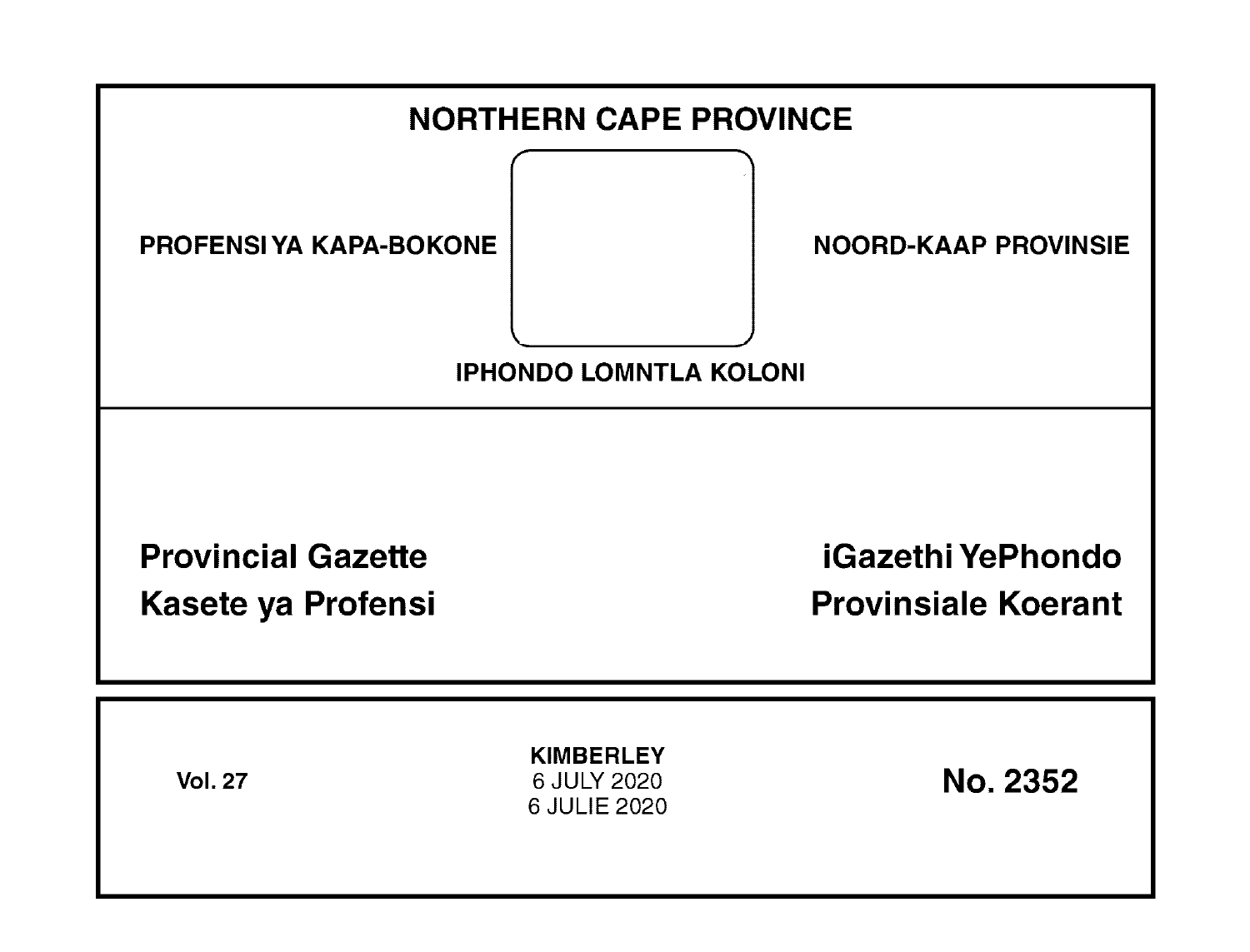# NORTHERN CAPE PROVINCE

**PROFENSI YA KAPA-BOKONE**

**NOORD-KAAP PROVINSIE**

**IPHONDO LOMNTLA KOLONI**

## Provincial Gazette
## Kasete ya Profensi
## iGazethi YePhondo
## Provinsiale Koerant

**Vol. 27**

**KIMBERLEY**
6 JULY 2020
6 JULIE 2020

**No. 2352**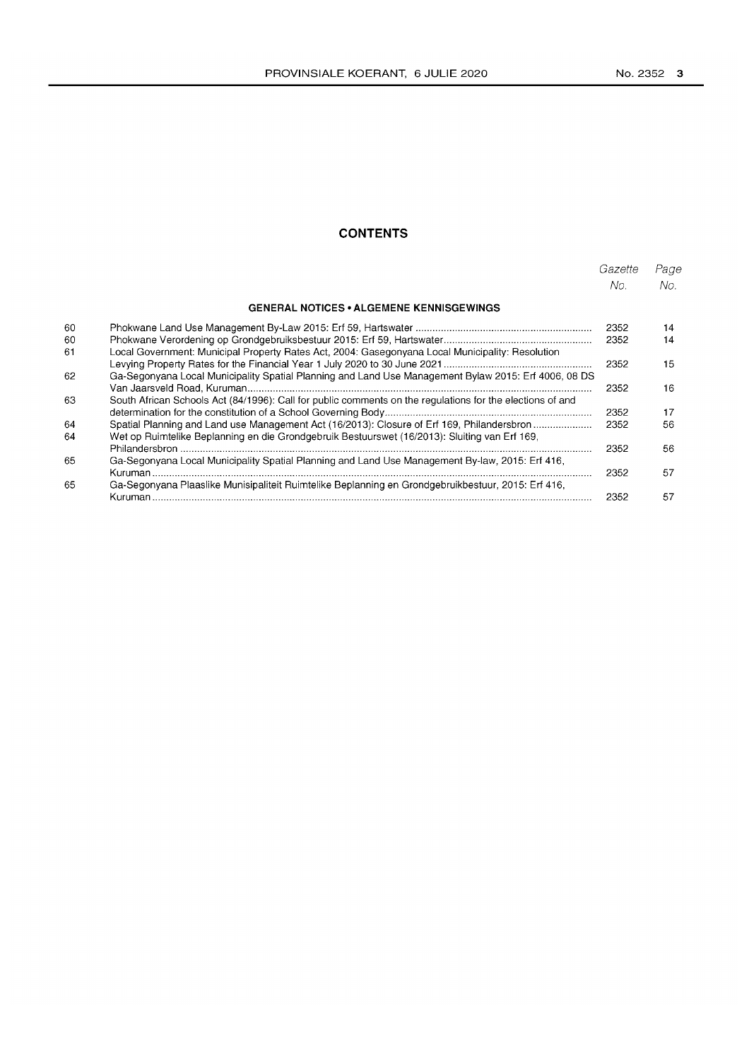# CONTENTS

| | | Gazette No. | Page No. |
|---|---|---|---|
| | **GENERAL NOTICES • ALGEMENE KENNISGEWINGS** | | |
| 60 | Phokwane Land Use Management By-Law 2015: Erf 59, Hartswater | 2352 | 14 |
| 60 | Phokwane Verordening op Grondgebruiksbestuur 2015: Erf 59, Hartswater | 2352 | 14 |
| 61 | Local Government: Municipal Property Rates Act, 2004: Gasegonyana Local Municipality: Resolution Levying Property Rates for the Financial Year 1 July 2020 to 30 June 2021 | 2352 | 15 |
| 62 | Ga-Segonyana Local Municipality Spatial Planning and Land Use Management Bylaw 2015: Erf 4006, 08 DS Van Jaarsveld Road, Kuruman | 2352 | 16 |
| 63 | South African Schools Act (84/1996): Call for public comments on the regulations for the elections of and determination for the constitution of a School Governing Body | 2352 | 17 |
| 64 | Spatial Planning and Land use Management Act (16/2013): Closure of Erf 169, Philandersbron | 2352 | 56 |
| 64 | Wet op Ruimtelike Beplanning en die Grondgebruik Bestuurswet (16/2013): Sluiting van Erf 169, Philandersbron | 2352 | 56 |
| 65 | Ga-Segonyana Local Municipality Spatial Planning and Land Use Management By-law, 2015: Erf 416, Kuruman | 2352 | 57 |
| 65 | Ga-Segonyana Plaaslike Munisipaliteit Ruimtelike Beplanning en Grondgebruikbestuur, 2015: Erf 416, Kuruman | 2352 | 57 |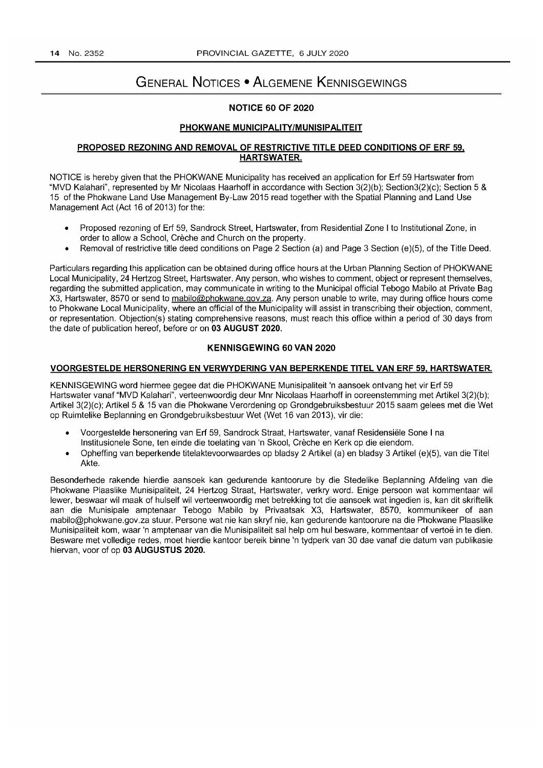# General Notices • Algemene Kennisgewings

## NOTICE 60 OF 2020

### PHOKWANE MUNICIPALITY/MUNISIPALITEIT

### PROPOSED REZONING AND REMOVAL OF RESTRICTIVE TITLE DEED CONDITIONS OF ERF 59, HARTSWATER.

NOTICE is hereby given that the PHOKWANE Municipality has received an application for Erf 59 Hartswater from "MVD Kalahari", represented by Mr Nicolaas Haarhoff in accordance with Section 3(2)(b); Section3(2)(c); Section 5 & 15 of the Phokwane Land Use Management By-Law 2015 read together with the Spatial Planning and Land Use Management Act (Act 16 of 2013) for the:

- Proposed rezoning of Erf 59, Sandrock Street, Hartswater, from Residential Zone I to Institutional Zone, in order to allow a School, Crèche and Church on the property.
- Removal of restrictive title deed conditions on Page 2 Section (a) and Page 3 Section (e)(5), of the Title Deed.

Particulars regarding this application can be obtained during office hours at the Urban Planning Section of PHOKWANE Local Municipality, 24 Hertzog Street, Hartswater. Any person, who wishes to comment, object or represent themselves, regarding the submitted application, may communicate in writing to the Municipal official Tebogo Mabilo at Private Bag X3, Hartswater, 8570 or send to mabilo@phokwane.gov.za. Any person unable to write, may during office hours come to Phokwane Local Municipality, where an official of the Municipality will assist in transcribing their objection, comment, or representation. Objection(s) stating comprehensive reasons, must reach this office within a period of 30 days from the date of publication hereof, before or on **03 AUGUST 2020.**

## KENNISGEWING 60 VAN 2020

### VOORGESTELDE HERSONERING EN VERWYDERING VAN BEPERKENDE TITEL VAN ERF 59, HARTSWATER.

KENNISGEWING word hiermee gegee dat die PHOKWANE Munisipaliteit 'n aansoek ontvang het vir Erf 59 Hartswater vanaf "MVD Kalahari", verteenwoordig deur Mnr Nicolaas Haarhoff in ooreenstemming met Artikel 3(2)(b); Artikel 3(2)(c); Artikel 5 & 15 van die Phokwane Verordening op Grondgebruiksbestuur 2015 saam gelees met die Wet op Ruimtelike Beplanning en Grondgebruiksbestuur Wet (Wet 16 van 2013), vir die:

- Voorgestelde hersonering van Erf 59, Sandrock Straat, Hartswater, vanaf Residensiële Sone I na Institusionele Sone, ten einde die toelating van 'n Skool, Crèche en Kerk op die eiendom.
- Opheffing van beperkende titelaktevoorwaardes op bladsy 2 Artikel (a) en bladsy 3 Artikel (e)(5), van die Titel Akte.

Besonderhede rakende hierdie aansoek kan gedurende kantoorure by die Stedelike Beplanning Afdeling van die Phokwane Plaaslike Munisipaliteit, 24 Hertzog Straat, Hartswater, verkry word. Enige persoon wat kommentaar wil lewer, beswaar wil maak of hulself wil verteenwoordig met betrekking tot die aansoek wat ingedien is, kan dit skriftelik aan die Munisipale amptenaar Tebogo Mabilo by Privaatsak X3, Hartswater, 8570, kommunikeer of aan mabilo@phokwane.gov.za stuur. Persone wat nie kan skryf nie, kan gedurende kantoorure na die Phokwane Plaaslike Munisipaliteit kom, waar 'n amptenaar van die Munisipaliteit sal help om hul besware, kommentaar of vertoë in te dien. Besware met volledige redes, moet hierdie kantoor bereik binne 'n tydperk van 30 dae vanaf die datum van publikasie hiervan, voor of op **03 AUGUSTUS 2020.**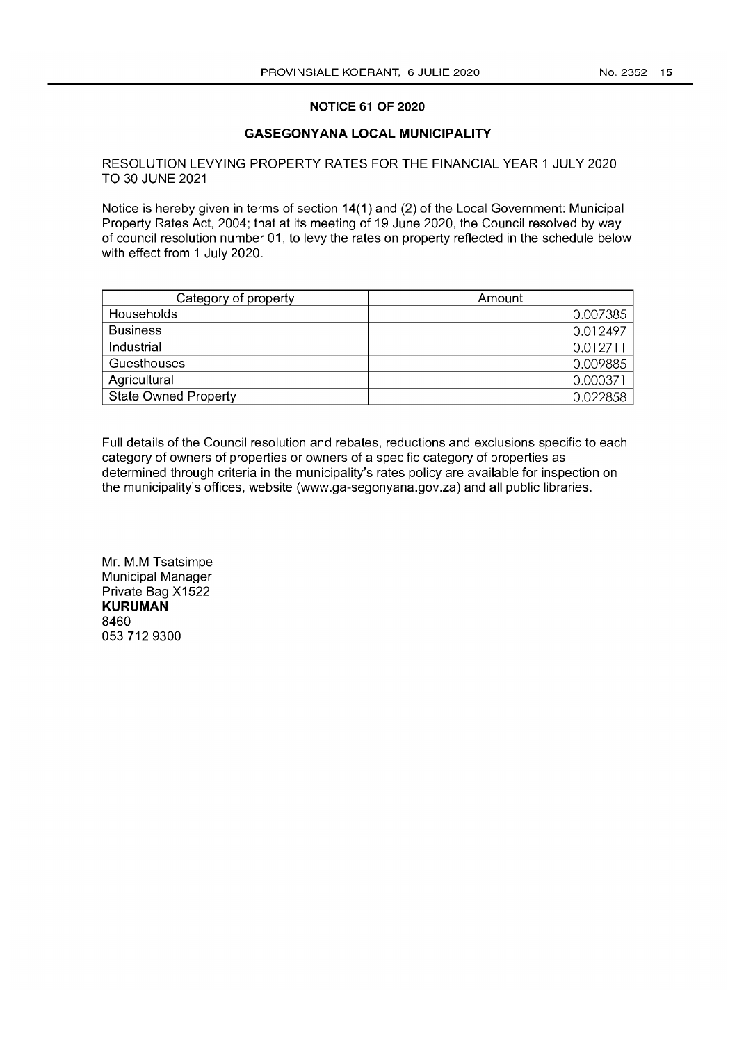## NOTICE 61 OF 2020

## GASEGONYANA LOCAL MUNICIPALITY

RESOLUTION LEVYING PROPERTY RATES FOR THE FINANCIAL YEAR 1 JULY 2020 TO 30 JUNE 2021

Notice is hereby given in terms of section 14(1) and (2) of the Local Government: Municipal Property Rates Act, 2004; that at its meeting of 19 June 2020, the Council resolved by way of council resolution number 01, to levy the rates on property reflected in the schedule below with effect from 1 July 2020.

| Category of property | Amount |
|---|---:|
| Households | 0.007385 |
| Business | 0.012497 |
| Industrial | 0.012711 |
| Guesthouses | 0.009885 |
| Agricultural | 0.000371 |
| State Owned Property | 0.022858 |

Full details of the Council resolution and rebates, reductions and exclusions specific to each category of owners of properties or owners of a specific category of properties as determined through criteria in the municipality's rates policy are available for inspection on the municipality's offices, website (www.ga-segonyana.gov.za) and all public libraries.

Mr. M.M Tsatsimpe
Municipal Manager
Private Bag X1522
**KURUMAN**
8460
053 712 9300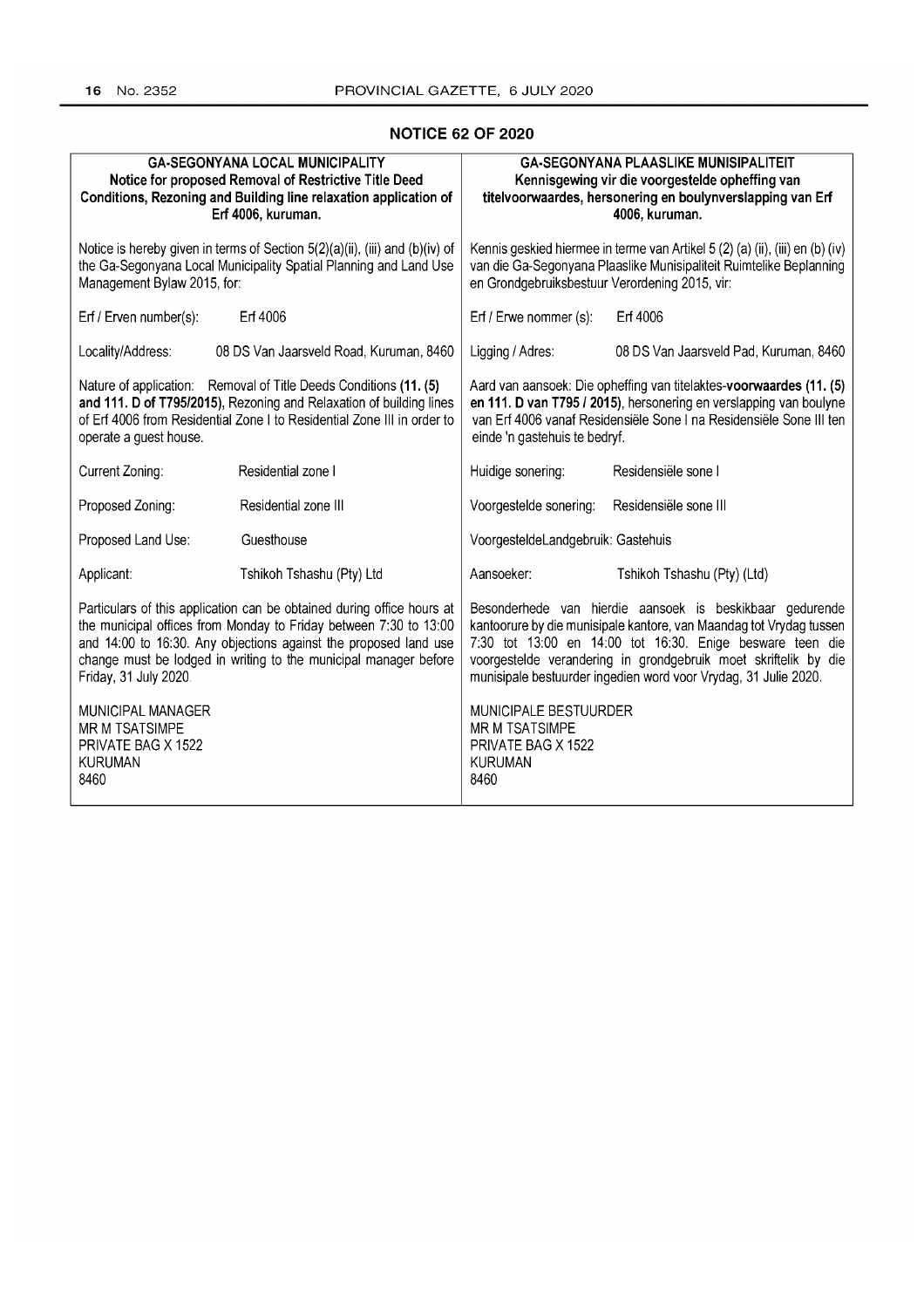## NOTICE 62 OF 2020

**GA-SEGONYANA LOCAL MUNICIPALITY**
**Notice for proposed Removal of Restrictive Title Deed Conditions, Rezoning and Building line relaxation application of Erf 4006, kuruman.**

Notice is hereby given in terms of Section 5(2)(a)(ii), (iii) and (b)(iv) of the Ga-Segonyana Local Municipality Spatial Planning and Land Use Management Bylaw 2015, for:

| | |
|---|---|
| Erf / Erven number(s): | Erf 4006 |
| Locality/Address: | 08 DS Van Jaarsveld Road, Kuruman, 8460 |

Nature of application: Removal of Title Deeds Conditions **(11. (5) and 111. D of T795/2015)**, Rezoning and Relaxation of building lines of Erf 4006 from Residential Zone I to Residential Zone III in order to operate a guest house.

| | |
|---|---|
| Current Zoning: | Residential zone I |
| Proposed Zoning: | Residential zone III |
| Proposed Land Use: | Guesthouse |
| Applicant: | Tshikoh Tshashu (Pty) Ltd |

Particulars of this application can be obtained during office hours at the municipal offices from Monday to Friday between 7:30 to 13:00 and 14:00 to 16:30. Any objections against the proposed land use change must be lodged in writing to the municipal manager before Friday, 31 July 2020.

MUNICIPAL MANAGER
MR M TSATSIMPE
PRIVATE BAG X 1522
KURUMAN
8460

---

**GA-SEGONYANA PLAASLIKE MUNISIPALITEIT**
**Kennisgewing vir die voorgestelde opheffing van titelvoorwaardes, hersonering en boulynverslapping van Erf 4006, kuruman.**

Kennis geskied hiermee in terme van Artikel 5 (2) (a) (ii), (iii) en (b) (iv) van die Ga-Segonyana Plaaslike Munisipaliteit Ruimtelike Beplanning en Grondgebruiksbestuur Verordening 2015, vir:

| | |
|---|---|
| Erf / Erwe nommer (s): | Erf 4006 |
| Ligging / Adres: | 08 DS Van Jaarsveld Pad, Kuruman, 8460 |

Aard van aansoek: Die opheffing van titelaktes-**voorwaardes (11. (5) en 111. D van T795 / 2015)**, hersonering en verslapping van boulyne van Erf 4006 vanaf Residensiële Sone I na Residensiële Sone III ten einde 'n gastehuis te bedryf.

| | |
|---|---|
| Huidige sonering: | Residensiële sone I |
| Voorgestelde sonering: | Residensiële sone III |
| VoorgesteldeLandgebruik: | Gastehuis |
| Aansoeker: | Tshikoh Tshashu (Pty) (Ltd) |

Besonderhede van hierdie aansoek is beskikbaar gedurende kantoorure by die munisipale kantore, van Maandag tot Vrydag tussen 7:30 tot 13:00 en 14:00 tot 16:30. Enige besware teen die voorgestelde verandering in grondgebruik moet skriftelik by die munisipale bestuurder ingedien word voor Vrydag, 31 Julie 2020.

MUNICIPALE BESTUURDER
MR M TSATSIMPE
PRIVATE BAG X 1522
KURUMAN
8460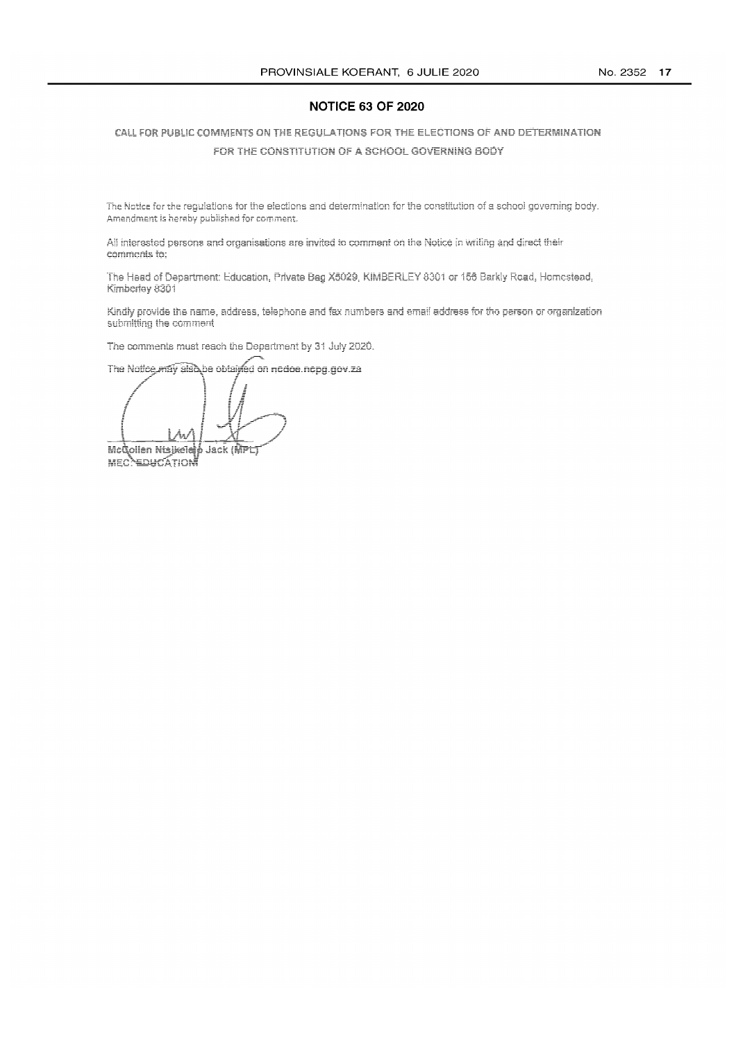## NOTICE 63 OF 2020

CALL FOR PUBLIC COMMENTS ON THE REGULATIONS FOR THE ELECTIONS OF AND DETERMINATION FOR THE CONSTITUTION OF A SCHOOL GOVERNING BODY

The Notice for the regulations for the elections and determination for the constitution of a school governing body. Amendment is hereby published for comment.

All interested persons and organisations are invited to comment on the Notice in writing and direct their comments to:

The Head of Department: Education, Private Bag X5029, KIMBERLEY 8301 or 156 Barkly Road, Homestead, Kimberley 8301

Kindly provide the name, address, telephone and fax numbers and email address for the person or organization submitting the comment

The comments must reach the Department by 31 July 2020.

The Notice may also be obtained on ncdoe.ncpg.gov.za

McCollen Ntsikelelo Jack (MPL)
MEC: EDUCATION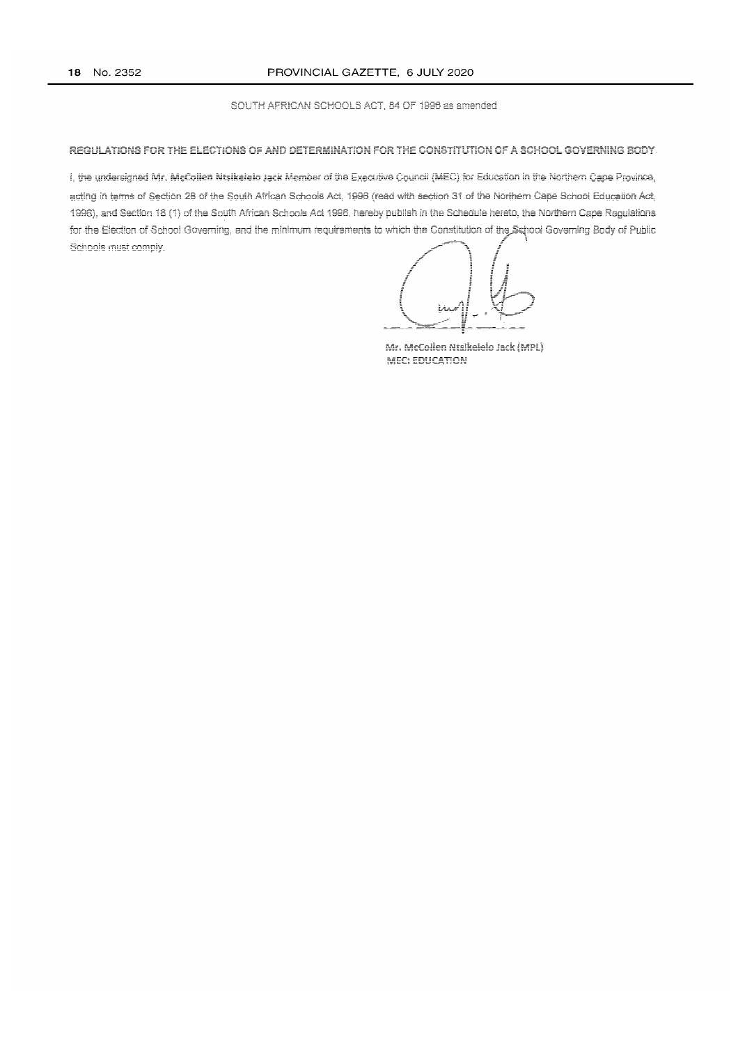SOUTH AFRICAN SCHOOLS ACT, 84 OF 1996 as amended

**REGULATIONS FOR THE ELECTIONS OF AND DETERMINATION FOR THE CONSTITUTION OF A SCHOOL GOVERNING BODY.**

I, the undersigned **Mr. McCollen Ntsikelelo Jack** Member of the Executive Council (MEC) for Education in the Northern Cape Province, acting in terms of Section 28 of the South African Schools Act, 1996 (read with section 31 of the Northern Cape School Education Act, 1996), and Section 18 (1) of the South African Schools Act 1996, hereby publish in the Schedule hereto, the Northern Cape Regulations for the Election of School Governing, and the minimum requirements to which the Constitution of the School Governing Body of Public Schools must comply.

**Mr. McCollen Ntsikelelo Jack (MPL)**
**MEC: EDUCATION**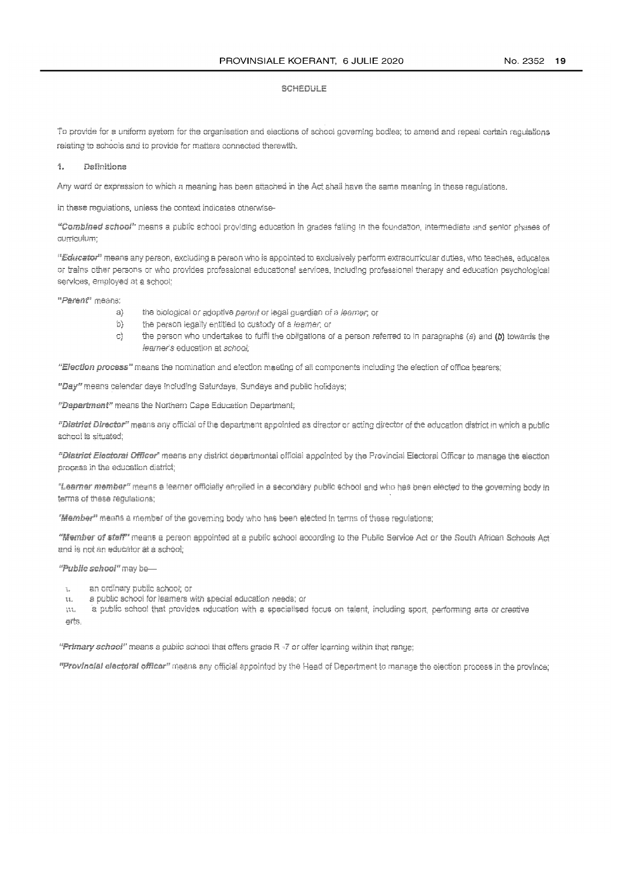SCHEDULE

To provide for a uniform system for the organisation and elections of school governing bodies; to amend and repeal certain regulations relating to schools and to provide for matters connected therewith.

## 1. Definitions

Any word or expression to which a meaning has been attached in the Act shall have the same meaning in these regulations.

In these regulations, unless the context indicates otherwise-

***"Combined school"*** means a public school providing education in grades falling in the foundation, intermediate and senior phases of curriculum;

***"Educator"*** means any person, excluding a person who is appointed to exclusively perform extracurricular duties, who teaches, educates or trains other persons or who provides professional educational services, including professional therapy and education psychological services, employed at a school;

***"Parent"*** means:

a) the biological or adoptive *parent* or legal guardian of a *learner*; or
b) the person legally entitled to custody of a *learner*, or
c) the person who undertakes to fulfil the obligations of a person referred to in paragraphs (*a*) and (*b*) towards the *learner's* education at *school*;

***"Election process"*** means the nomination and election meeting of all components including the election of office bearers;

***"Day"*** means calendar days including Saturdays, Sundays and public holidays;

***"Department"*** means the Northern Cape Education Department;

***"District Director"*** means any official of the department appointed as director or acting director of the education district in which a public school is situated;

***"District Electoral Officer"*** means any district departmental official appointed by the Provincial Electoral Officer to manage the election process in the education district;

***"Learner member"*** means a learner officially enrolled in a secondary public school and who has been elected to the governing body in terms of these regulations;

***"Member"*** means a member of the governing body who has been elected in terms of these regulations;

***"Member of staff"*** means a person appointed at a public school according to the Public Service Act or the South African Schools Act and is not an educator at a school;

***"Public school"*** may be—

i. an ordinary public school; or
ii. a public school for learners with special education needs; or
iii. a public school that provides education with a specialised focus on talent, including sport, performing arts or creative arts.

***"Primary school"*** means a public school that offers grade R -7 or offer learning within that range;

***"Provincial electoral officer"*** means any official appointed by the Head of Department to manage the election process in the province;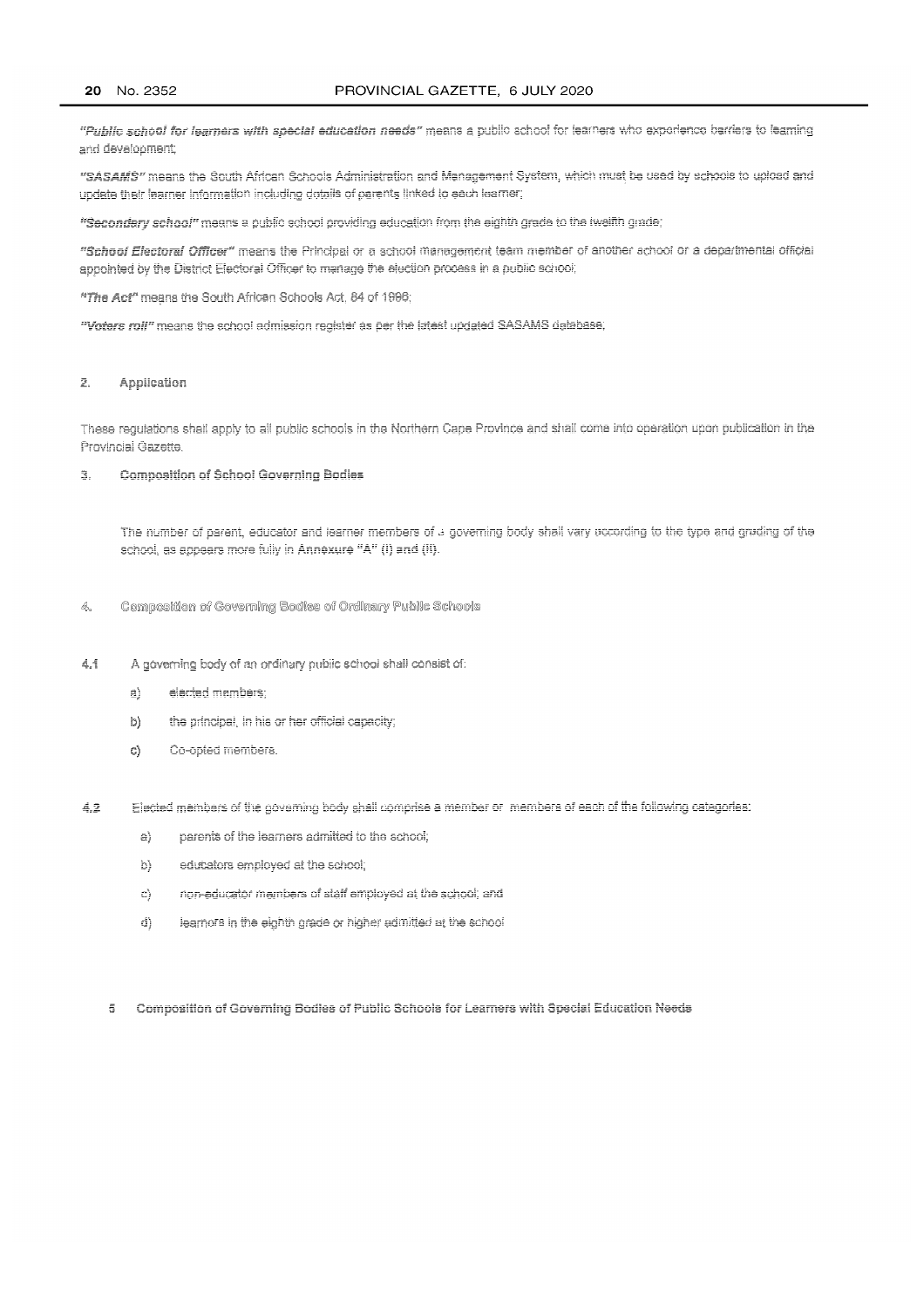*"Public school for learners with special education needs"* means a public school for learners who experience barriers to learning and development;

*"SASAMS"* means the South African Schools Administration and Management System, which must be used by schools to upload and update their learner information including details of parents linked to each learner;

*"Secondary school"* means a public school providing education from the eighth grade to the twelfth grade;

*"School Electoral Officer"* means the Principal or a school management team member of another school or a departmental official appointed by the District Electoral Officer to manage the election process in a public school;

*"The Act"* means the South African Schools Act, 84 of 1996;

*"Voters roll"* means the school admission register as per the latest updated SASAMS database;

## 2. Application

These regulations shall apply to all public schools in the Northern Cape Province and shall come into operation upon publication in the Provincial Gazette.

## 3. Composition of School Governing Bodies

The number of parent, educator and learner members of a governing body shall vary according to the type and grading of the school, as appears more fully in **Annexure "A" (I) and (II)**.

## 4. Composition of Governing Bodies of Ordinary Public Schools

4.1 A governing body of an ordinary public school shall consist of:

- a) elected members;
- b) the principal, in his or her official capacity;
- c) Co-opted members.

4.2 Elected members of the governing body shall comprise a member or members of each of the following categories:

- a) parents of the learners admitted to the school;
- b) educators employed at the school;
- c) non-educator members of staff employed at the school; and
- d) learners in the eighth grade or higher admitted at the school

## 5 Composition of Governing Bodies of Public Schools for Learners with Special Education Needs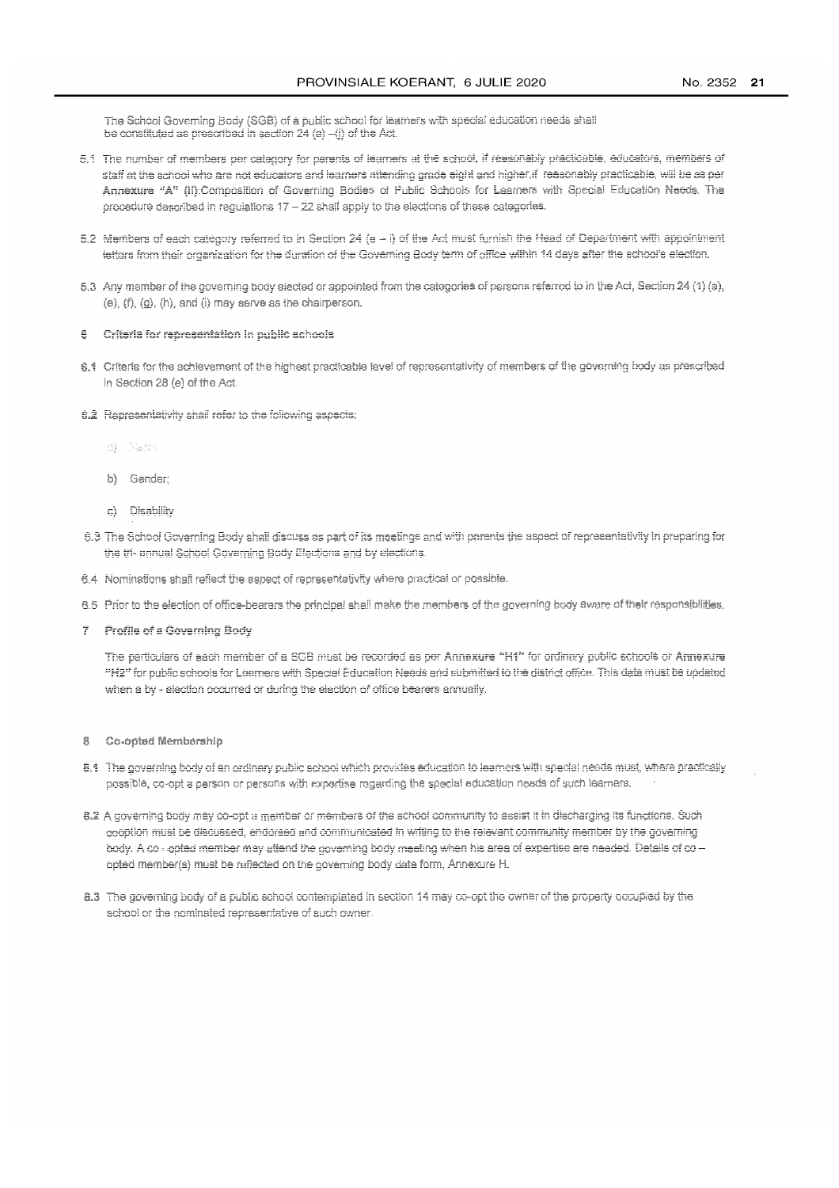The School Governing Body (SGB) of a public school for learners with special education needs shall be constituted as prescribed in section 24 (e) –(j) of the Act.

5.1 The number of members per category for parents of learners at the school, if reasonably practicable, educators, members of staff at the school who are not educators and learners attending grade eight and higher,if reasonably practicable, will be as per **Annexure "A" (ii)**:Composition of Governing Bodies of Public Schools for Learners with Special Education Needs. The procedure described in regulations 17 – 22 shall apply to the elections of these categories.

5.2 Members of each category referred to in Section 24 (e – i) of the Act must furnish the Head of Department with appointment letters from their organization for the duration of the Governing Body term of office within 14 days after the school's election.

5.3 Any member of the governing body elected or appointed from the categories of persons referred to in the Act, Section 24 (1) (a), (e), (f), (g), (h), and (i) may serve as the chairperson.

## 6 Criteria for representation in public schools

6.1 Criteria for the achievement of the highest practicable level of representativity of members of the governing body as prescribed in Section 28 (e) of the Act.

6.2 Representativity shall refer to the following aspects;

a) Race;

b) Gender;

c) Disability

6.3 The School Governing Body shall discuss as part of its meetings and with parents the aspect of representativity in preparing for the tri- annual School Governing Body Elections and by elections.

6.4 Nominations shall reflect the aspect of representativity where practical or possible.

6.5 Prior to the election of office-bearers the principal shall make the members of the governing body aware of their responsibilities.

## 7 Profile of a Governing Body

The particulars of each member of a SGB must be recorded as per **Annexure "H1"** for ordinary public schools or **Annexure "H2"** for public schools for Learners with Special Education Needs and submitted to the district office. This data must be updated when a by - election occurred or during the election of office bearers annually.

## 8 Co-opted Membership

8.1 The governing body of an ordinary public school which provides education to learners with special needs must, where practically possible, co-opt a person or persons with expertise regarding the special education needs of such learners.

8.2 A governing body may co-opt a member or members of the school community to assist it in discharging its functions. Such cooption must be discussed, endorsed and communicated in writing to the relevant community member by the governing body. A co - opted member may attend the governing body meeting when his area of expertise are needed. Details of co – opted member(s) must be reflected on the governing body data form, Annexure H.

8.3 The governing body of a public school contemplated in section 14 may co-opt the owner of the property occupied by the school or the nominated representative of such owner.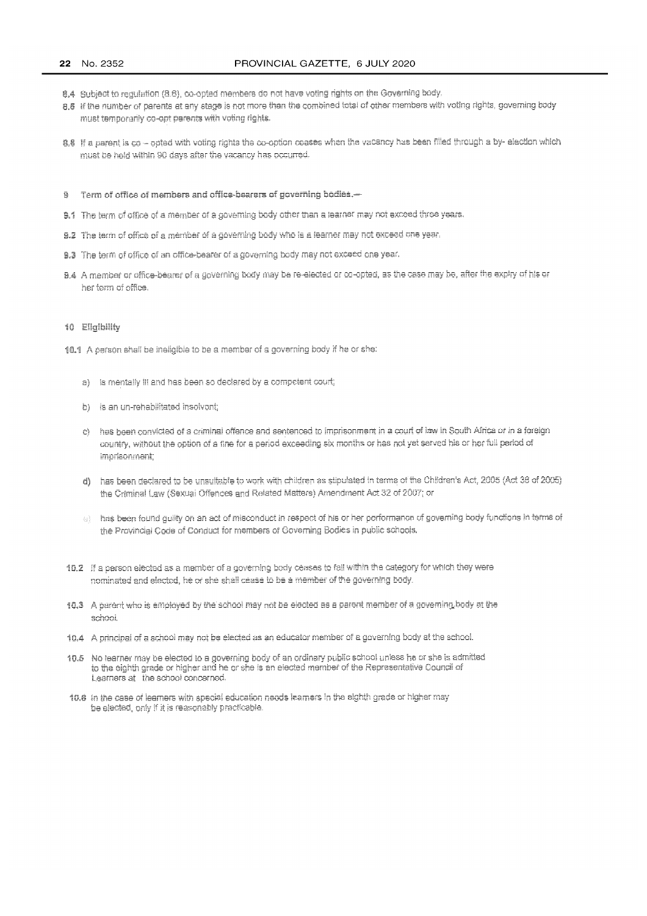8.4 Subject to regulation (8.6), co-opted members do not have voting rights on the Governing body.

8.5 If the number of parents at any stage is not more than the combined total of other members with voting rights, governing body must temporarily co-opt parents with voting rights.

8.6 If a parent is co – opted with voting rights the co-option ceases when the vacancy has been filled through a by- election which must be held within 90 days after the vacancy has occurred.

## 9 Term of office of members and office-bearers of governing bodies.—

9.1 The term of office of a member of a governing body other than a learner may not exceed three years.

9.2 The term of office of a member of a governing body who is a learner may not exceed one year.

9.3 The term of office of an office-bearer of a governing body may not exceed one year.

9.4 A member or office-bearer of a governing body may be re-elected or co-opted, as the case may be, after the expiry of his or her term of office.

## 10 Eligibility

10.1 A person shall be ineligible to be a member of a governing body if he or she:

a) is mentally ill and has been so declared by a competent court;

b) is an un-rehabilitated insolvent;

c) has been convicted of a criminal offence and sentenced to imprisonment in a court of law in South Africa or in a foreign country, without the option of a fine for a period exceeding six months or has not yet served his or her full period of imprisonment;

d) has been declared to be unsuitable to work with children as stipulated in terms of the Children's Act, 2005 (Act 38 of 2005) the Criminal Law (Sexual Offences and Related Matters) Amendment Act 32 of 2007; or

e) has been found guilty on an act of misconduct in respect of his or her performance of governing body functions in terms of the Provincial Code of Conduct for members of Governing Bodies in public schools.

10.2 If a person elected as a member of a governing body ceases to fall within the category for which they were nominated and elected, he or she shall cease to be a member of the governing body.

10.3 A parent who is employed by the school may not be elected as a parent member of a governing body at the school.

10.4 A principal of a school may not be elected as an educator member of a governing body at the school.

10.5 No learner may be elected to a governing body of an ordinary public school unless he or she is admitted to the eighth grade or higher and he or she is an elected member of the Representative Council of Learners at the school concerned.

10.6 In the case of learners with special education needs learners in the eighth grade or higher may be elected, only if it is reasonably practicable.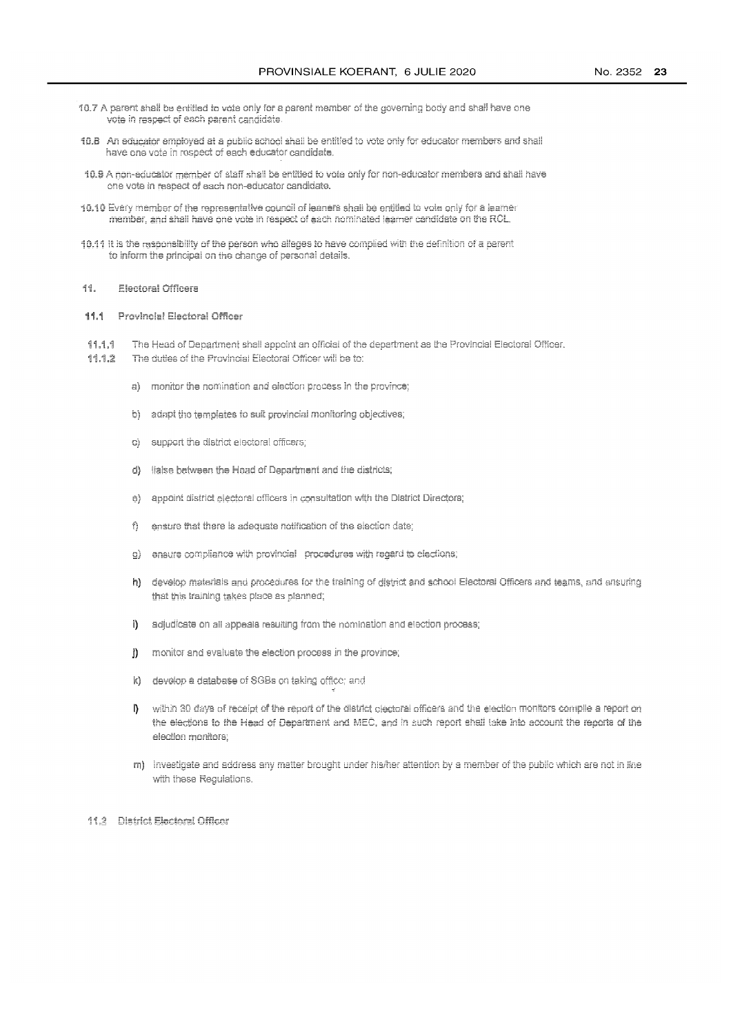10.7 A parent shall be entitled to vote only for a parent member of the governing body and shall have one vote in respect of each parent candidate.

10.8 An educator employed at a public school shall be entitled to vote only for educator members and shall have one vote in respect of each educator candidate.

10.9 A non-educator member of staff shall be entitled to vote only for non-educator members and shall have one vote in respect of each non-educator candidate.

10.10 Every member of the representative council of learners shall be entitled to vote only for a learner member, and shall have one vote in respect of each nominated learner candidate on the RCL.

10.11 It is the responsibility of the person who alleges to have complied with the definition of a parent to inform the principal on the change of personal details.

## 11. Electoral Officers

### 11.1 Provincial Electoral Officer

11.1.1 The Head of Department shall appoint an official of the department as the Provincial Electoral Officer.

11.1.2 The duties of the Provincial Electoral Officer will be to:

a) monitor the nomination and election process in the province;

b) adapt the templates to suit provincial monitoring objectives;

c) support the district electoral officers;

d) liaise between the Head of Department and the districts;

e) appoint district electoral officers in consultation with the District Directors;

f) ensure that there is adequate notification of the election date;

g) ensure compliance with provincial procedures with regard to elections;

h) develop materials and procedures for the training of district and school Electoral Officers and teams, and ensuring that this training takes place as planned;

i) adjudicate on all appeals resulting from the nomination and election process;

j) monitor and evaluate the election process in the province;

k) develop a database of SGBs on taking office; and

l) within 30 days of receipt of the report of the district electoral officers and the election monitors compile a report on the elections to the Head of Department and MEC, and in such report shall take into account the reports of the election monitors;

m) investigate and address any matter brought under his/her attention by a member of the public which are not in line with these Regulations.

### 11.2 District Electoral Officer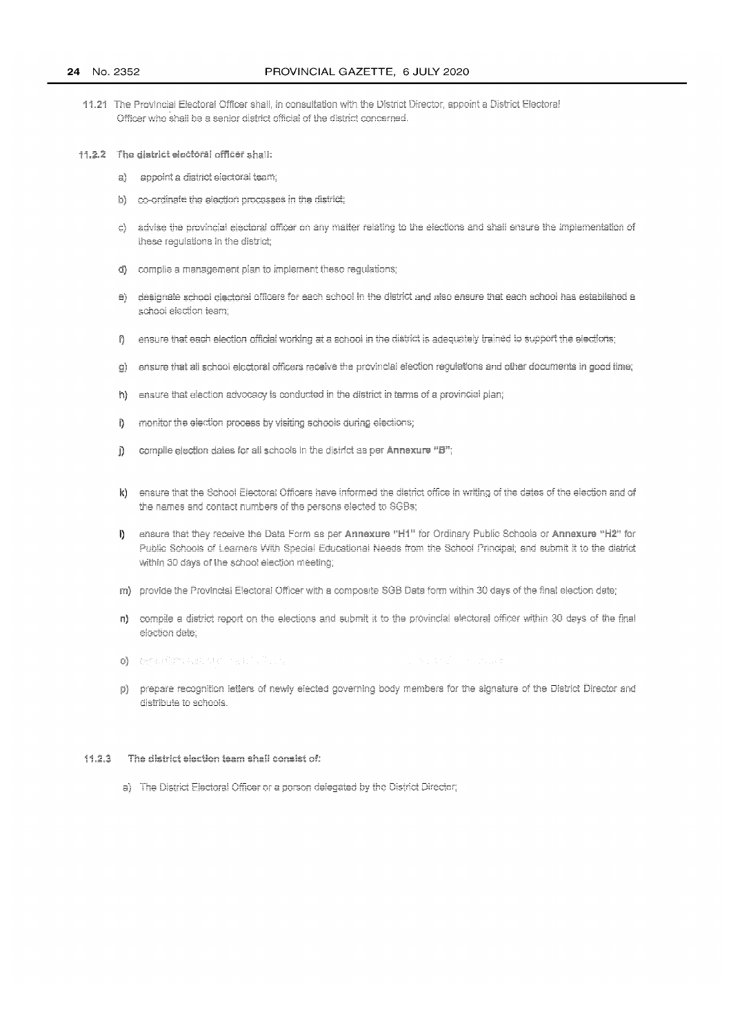11.21 The Provincial Electoral Officer shall, in consultation with the District Director, appoint a District Electoral Officer who shall be a senior district official of the district concerned.

**11.2.2 The district electoral officer shall:**

a) appoint a district electoral team;

b) co-ordinate the election processes in the district;

c) advise the provincial electoral officer on any matter relating to the elections and shall ensure the implementation of these regulations in the district;

d) compile a management plan to implement these regulations;

e) designate school electoral officers for each school in the district and also ensure that each school has established a school election team;

f) ensure that each election official working at a school in the district is adequately trained to support the elections;

g) ensure that all school electoral officers receive the provincial election regulations and other documents in good time;

h) ensure that election advocacy is conducted in the district in terms of a provincial plan;

i) monitor the election process by visiting schools during elections;

j) compile election dates for all schools in the district as per **Annexure "B"**;

k) ensure that the School Electoral Officers have informed the district office in writing of the dates of the election and of the names and contact numbers of the persons elected to SGBs;

l) ensure that they receive the Data Form as per **Annexure "H1"** for Ordinary Public Schools or **Annexure "H2"** for Public Schools of Learners With Special Educational Needs from the School Principal; and submit it to the district within 30 days of the school election meeting;

m) provide the Provincial Electoral Officer with a composite SGB Data form within 30 days of the final election date;

n) compile a district report on the elections and submit it to the provincial electoral officer within 30 days of the final election date;

o)

p) prepare recognition letters of newly elected governing body members for the signature of the District Director and distribute to schools.

**11.2.3 The district election team shall consist of:**

a) The District Electoral Officer or a person delegated by the District Director;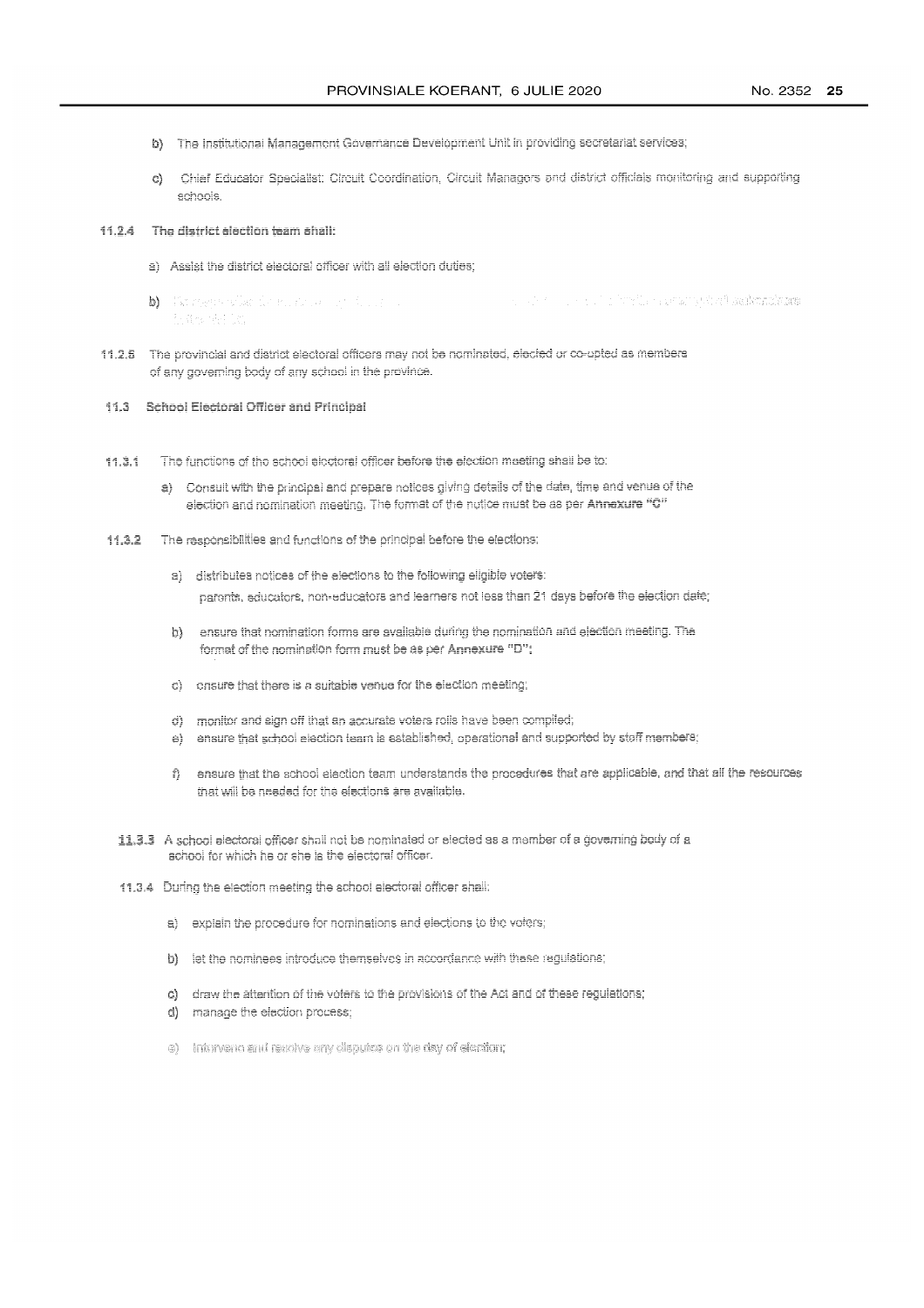b) The Institutional Management Governance Development Unit in providing secretariat services;

c) Chief Educator Specialist: Circuit Coordination, Circuit Managers and district officials monitoring and supporting schools.

**11.2.4 The district election team shall:**

a) Assist the district electoral officer with all election duties;

b)

11.2.5 The provincial and district electoral officers may not be nominated, elected or co-opted as members of any governing body of any school in the province.

**11.3 School Electoral Officer and Principal**

11.3.1 The functions of the school electoral officer before the election meeting shall be to:

a) Consult with the principal and prepare notices giving details of the date, time and venue of the election and nomination meeting. The format of the notice must be as per **Annexure "C"**

11.3.2 The responsibilities and functions of the principal before the elections:

a) distributes notices of the elections to the following eligible voters: parents, educators, non-educators and learners not less than 21 days before the election date;

b) ensure that nomination forms are available during the nomination and election meeting. The format of the nomination form must be as per **Annexure "D"**;

c) ensure that there is a suitable venue for the election meeting;

d) monitor and sign off that an accurate voters rolls have been compiled;

e) ensure that school election team is established, operational and supported by staff members;

f) ensure that the school election team understands the procedures that are applicable, and that all the resources that will be needed for the elections are available.

11.3.3 A school electoral officer shall not be nominated or elected as a member of a governing body of a school for which he or she is the electoral officer.

11.3.4 During the election meeting the school electoral officer shall:

a) explain the procedure for nominations and elections to the voters;

b) let the nominees introduce themselves in accordance with these regulations;

c) draw the attention of the voters to the provisions of the Act and of these regulations;

d) manage the election process;

e) intervene and resolve any disputes on the day of election;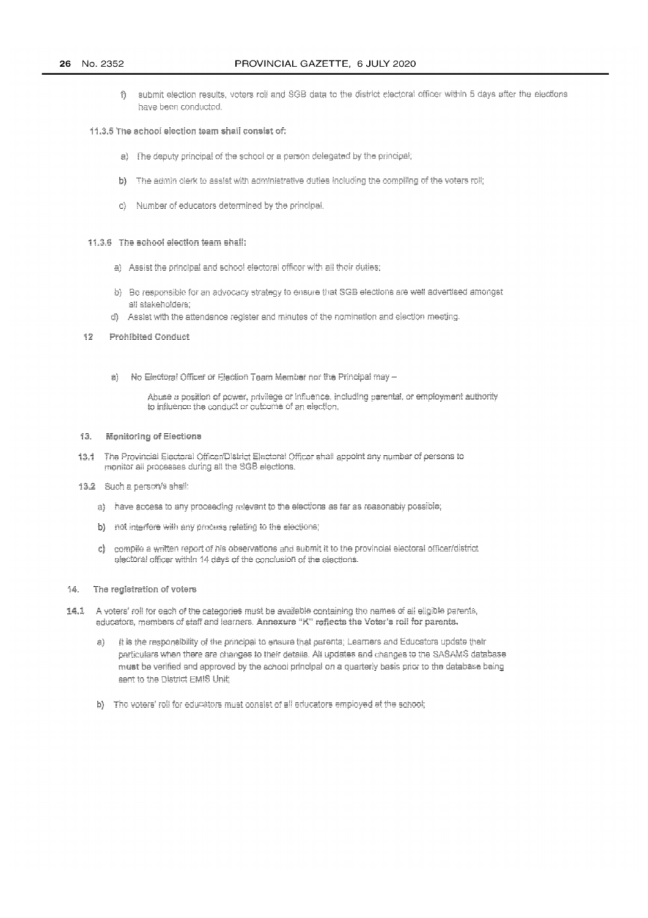f) submit election results, voters roll and SGB data to the district electoral officer within 5 days after the elections have been conducted.

**11.3.5 The school election team shall consist of:**

a) The deputy principal of the school or a person delegated by the principal;

b) The admin clerk to assist with administrative duties including the compiling of the voters roll;

c) Number of educators determined by the principal.

**11.3.6 The school election team shall:**

a) Assist the principal and school electoral officer with all their duties;

b) Be responsible for an advocacy strategy to ensure that SGB elections are well advertised amongst all stakeholders;

d) Assist with the attendance register and minutes of the nomination and election meeting.

**12 Prohibited Conduct**

a) No Electoral Officer or Election Team Member nor the Principal may –

Abuse a position of power, privilege or influence, including parental, or employment authority to influence the conduct or outcome of an election.

**13. Monitoring of Elections**

13.1 The Provincial Electoral Officer/District Electoral Officer shall appoint any number of persons to monitor all processes during all the SGB elections.

13.2 Such a person/s shall:

a) have access to any proceeding relevant to the elections as far as reasonably possible;

b) not interfere with any process relating to the elections;

c) compile a written report of his observations and submit it to the provincial electoral officer/district electoral officer within 14 days of the conclusion of the elections.

**14. The registration of voters**

14.1 A voters' roll for each of the categories must be available containing the names of all eligible parents, educators, members of staff and learners. **Annexure "K" reflects the Voter's roll for parents.**

a) It is the responsibility of the principal to ensure that parents; Learners and Educators update their particulars when there are changes to their details. All updates and changes to the SASAMS database must be verified and approved by the school principal on a quarterly basis prior to the database being sent to the District EMIS Unit;

b) The voters' roll for educators must consist of all educators employed at the school;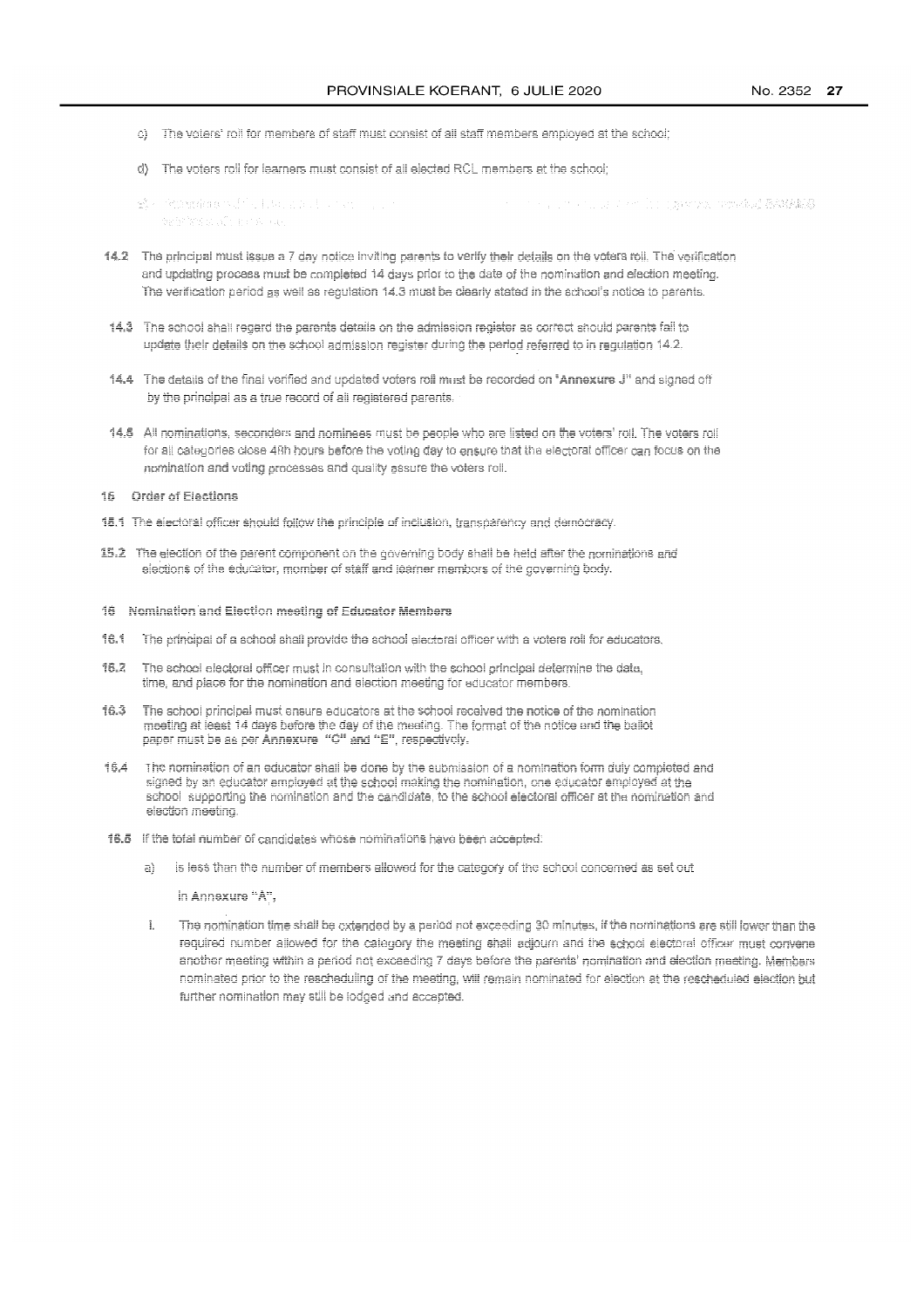c) The voters' roll for members of staff must consist of all staff members employed at the school;

d) The voters roll for learners must consist of all elected RCL members at the school;

e) 

14.2 The principal must issue a 7 day notice inviting parents to verify their details on the voters roll. The verification and updating process must be completed 14 days prior to the date of the nomination and election meeting. The verification period as well as regulation 14.3 must be clearly stated in the school's notice to parents.

14.3 The school shall regard the parents details on the admission register as correct should parents fail to update their details on the school admission register during the period referred to in regulation 14.2.

14.4 The details of the final verified and updated voters roll must be recorded on "**Annexure J**" and signed off by the principal as a true record of all registered parents.

14.5 All nominations, seconders and nominees must be people who are listed on the voters' roll. The voters roll for all categories close 48 hours before the voting day to ensure that the electoral officer can focus on the nomination and voting processes and quality assure the voters roll.

## 15 Order of Elections

15.1 The electoral officer should follow the principle of inclusion, transparency and democracy.

15.2 The election of the parent component on the governing body shall be held after the nominations and elections of the educator, member of staff and learner members of the governing body.

## 16 Nomination and Election meeting of Educator Members

16.1 The principal of a school shall provide the school electoral officer with a voters roll for educators.

16.2 The school electoral officer must in consultation with the school principal determine the date, time, and place for the nomination and election meeting for educator members.

16.3 The school principal must ensure educators at the school received the notice of the nomination meeting at least 14 days before the day of the meeting. The format of the notice and the ballot paper must be as per **Annexure "C" and "E"**, respectively.

16.4 The nomination of an educator shall be done by the submission of a nomination form duly completed and signed by an educator employed at the school making the nomination, one educator employed at the school supporting the nomination and the candidate, to the school electoral officer at the nomination and election meeting.

16.5 If the total number of candidates whose nominations have been accepted:

a) is less than the number of members allowed for the category of the school concerned as set out in **Annexure "A"**,

i. The nomination time shall be extended by a period not exceeding 30 minutes. If the nominations are still lower than the required number allowed for the category the meeting shall adjourn and the school electoral officer must convene another meeting within a period not exceeding 7 days before the parents' nomination and election meeting. Members nominated prior to the rescheduling of the meeting, will remain nominated for election at the rescheduled election but further nomination may still be lodged and accepted.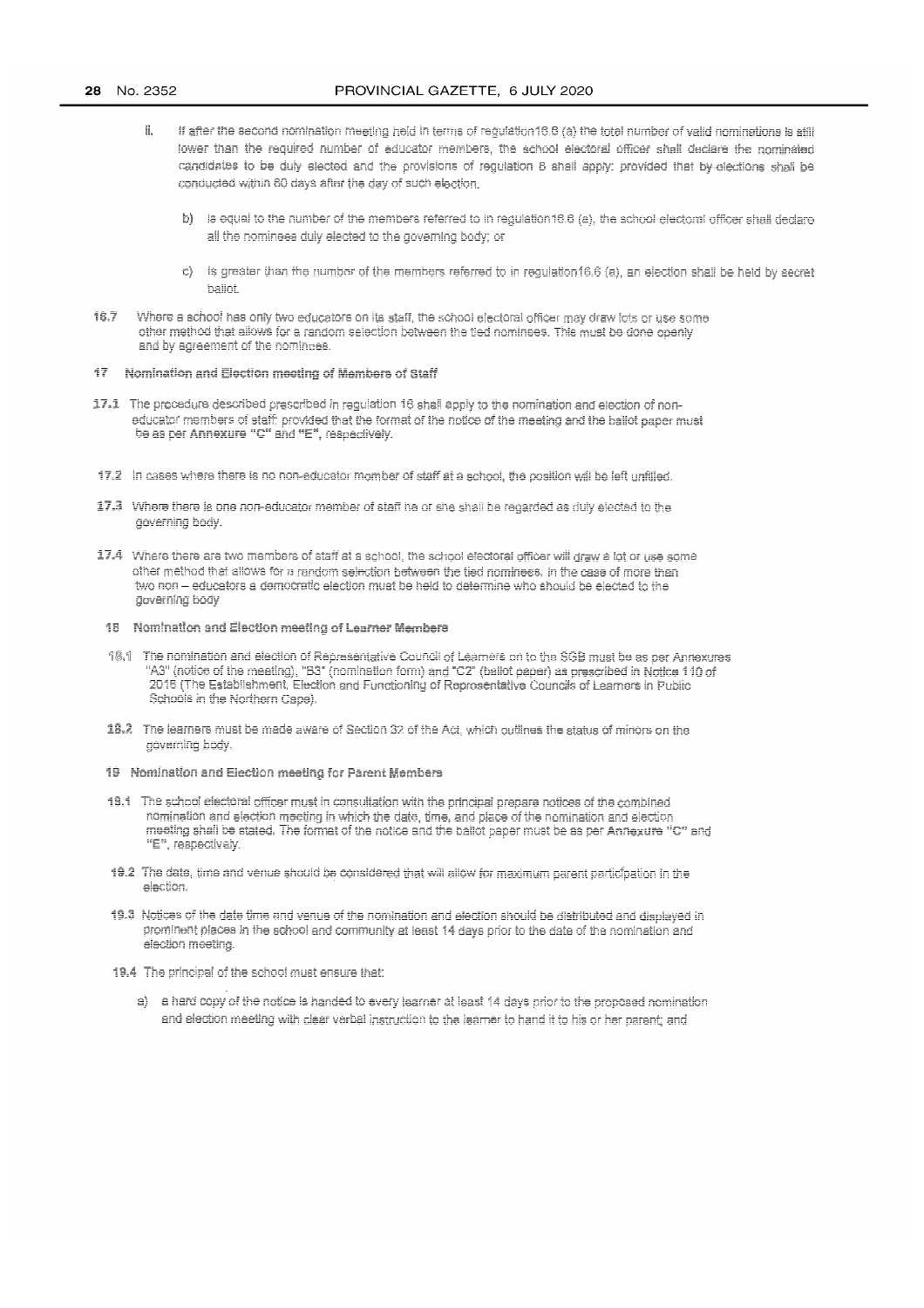ii. If after the second nomination meeting held in terms of regulation16.6 (a) the total number of valid nominations is still lower than the required number of educator members, the school electoral officer shall declare the nominated candidates to be duly elected and the provisions of regulation 8 shall apply: provided that by-elections shall be conducted within 60 days after the day of such election.

b) is equal to the number of the members referred to in regulation16.6 (a), the school electoral officer shall declare all the nominees duly elected to the governing body; or

c) is greater than the number of the members referred to in regulation16.6 (a), an election shall be held by secret ballot.

16.7 Where a school has only two educators on its staff, the school electoral officer may draw lots or use some other method that allows for a random selection between the tied nominees. This must be done openly and by agreement of the nominees.

## 17 Nomination and Election meeting of Members of Staff

17.1 The procedure described prescribed in regulation 16 shall apply to the nomination and election of non-educator members of staff: provided that the format of the notice of the meeting and the ballot paper must be as per **Annexure "C" and "E"**, respectively.

17.2 In cases where there is no non-educator member of staff at a school, the position will be left unfilled.

17.3 Where there is one non-educator member of staff he or she shall be regarded as duly elected to the governing body.

17.4 Where there are two members of staff at a school, the school electoral officer will draw a lot or use some other method that allows for a random selection between the tied nominees. In the case of more than two non – educators a democratic election must be held to determine who should be elected to the governing body

## 18 Nomination and Election meeting of Learner Members

18.1 The nomination and election of Representative Council of Learners on to the SGB must be as per Annexures "A3" (notice of the meeting), "B3" (nomination form) and "C2" (ballot paper) as prescribed in Notice 110 of 2016 (The Establishment, Election and Functioning of Representative Councils of Learners in Public Schools in the Northern Cape).

18.2 The learners must be made aware of Section 32 of the Act, which outlines the status of minors on the governing body.

## 19 Nomination and Election meeting for Parent Members

19.1 The school electoral officer must in consultation with the principal prepare notices of the combined nomination and election meeting in which the date, time, and place of the nomination and election meeting shall be stated. The format of the notice and the ballot paper must be as per **Annexure "C" and "E"**, respectively.

19.2 The date, time and venue should be considered that will allow for maximum parent participation in the election.

19.3 Notices of the date time and venue of the nomination and election should be distributed and displayed in prominent places in the school and community at least 14 days prior to the date of the nomination and election meeting.

19.4 The principal of the school must ensure that:

a) a hard copy of the notice is handed to every learner at least 14 days prior to the proposed nomination and election meeting with clear verbal instruction to the learner to hand it to his or her parent; and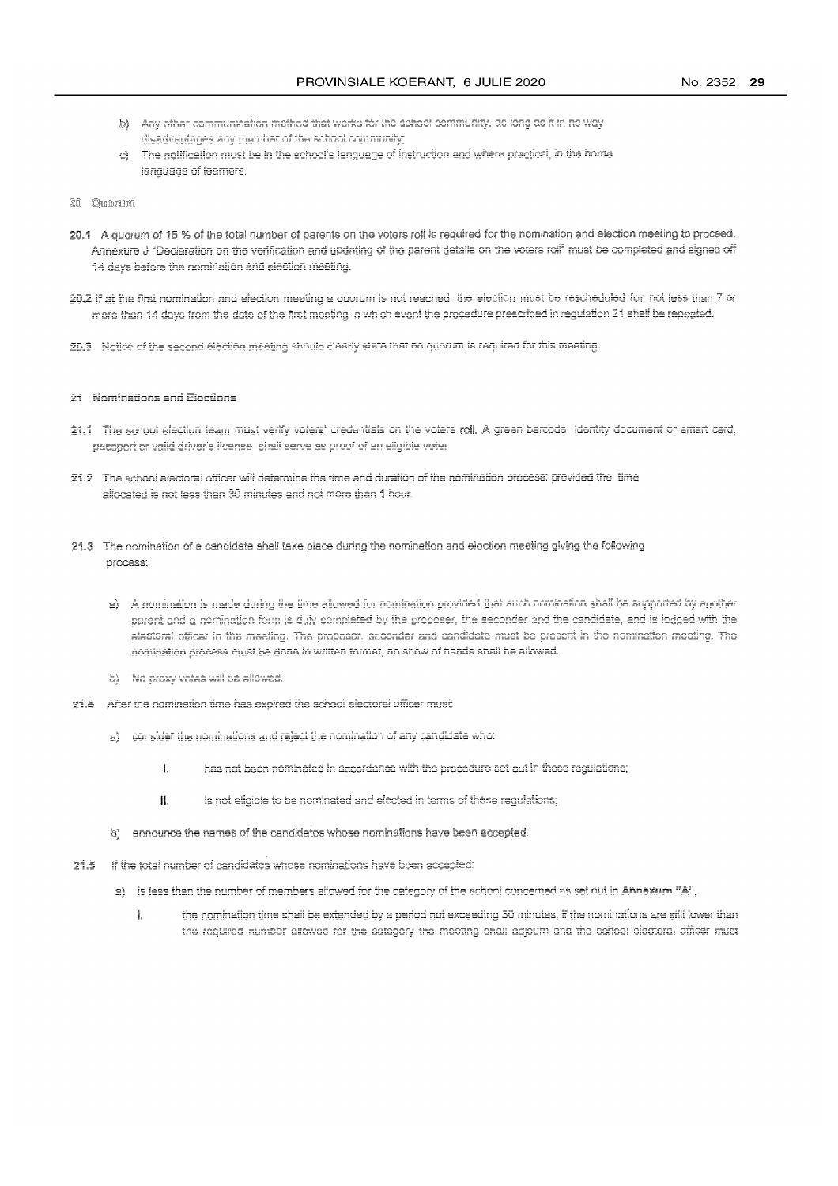b) Any other communication method that works for the school community, as long as it in no way disadvantages any member of the school community;

c) The notification must be in the school's language of instruction and where practical, in the home language of learners.

## 20 Quorum

**20.1** A quorum of 15 % of the total number of parents on the voters roll is required for the nomination and election meeting to proceed. Annexure J "Declaration on the verification and updating of the parent details on the voters roll" must be completed and signed off 14 days before the nomination and election meeting.

**20.2** If at the first nomination and election meeting a quorum is not reached, the election must be rescheduled for not less than 7 or more than 14 days from the date of the first meeting in which event the procedure prescribed in regulation 21 shall be repeated.

**20.3** Notice of the second election meeting should clearly state that no quorum is required for this meeting.

## 21 Nominations and Elections

**21.1** The school election team must verify voters' credentials on the voters roll. A green barcode identity document or smart card, passport or valid driver's license shall serve as proof of an eligible voter

**21.2** The school electoral officer will determine the time and duration of the nomination process: provided the time allocated is not less than 30 minutes and not more than 1 hour.

**21.3** The nomination of a candidate shall take place during the nomination and election meeting giving the following process:

a) A nomination is made during the time allowed for nomination provided that such nomination shall be supported by another parent and a nomination form is duly completed by the proposer, the seconder and the candidate, and is lodged with the electoral officer in the meeting. The proposer, seconder and candidate must be present in the nomination meeting. The nomination process must be done in written format, no show of hands shall be allowed.

b) No proxy votes will be allowed.

**21.4** After the nomination time has expired the school electoral officer must:

a) consider the nominations and reject the nomination of any candidate who:

I. has not been nominated in accordance with the procedure set out in these regulations;

II. is not eligible to be nominated and elected in terms of these regulations;

b) announce the names of the candidates whose nominations have been accepted.

**21.5** If the total number of candidates whose nominations have been accepted:

a) is less than the number of members allowed for the category of the school concerned as set out in **Annexure "A"**,

i. the nomination time shall be extended by a period not exceeding 30 minutes, if the nominations are still lower than the required number allowed for the category the meeting shall adjourn and the school electoral officer must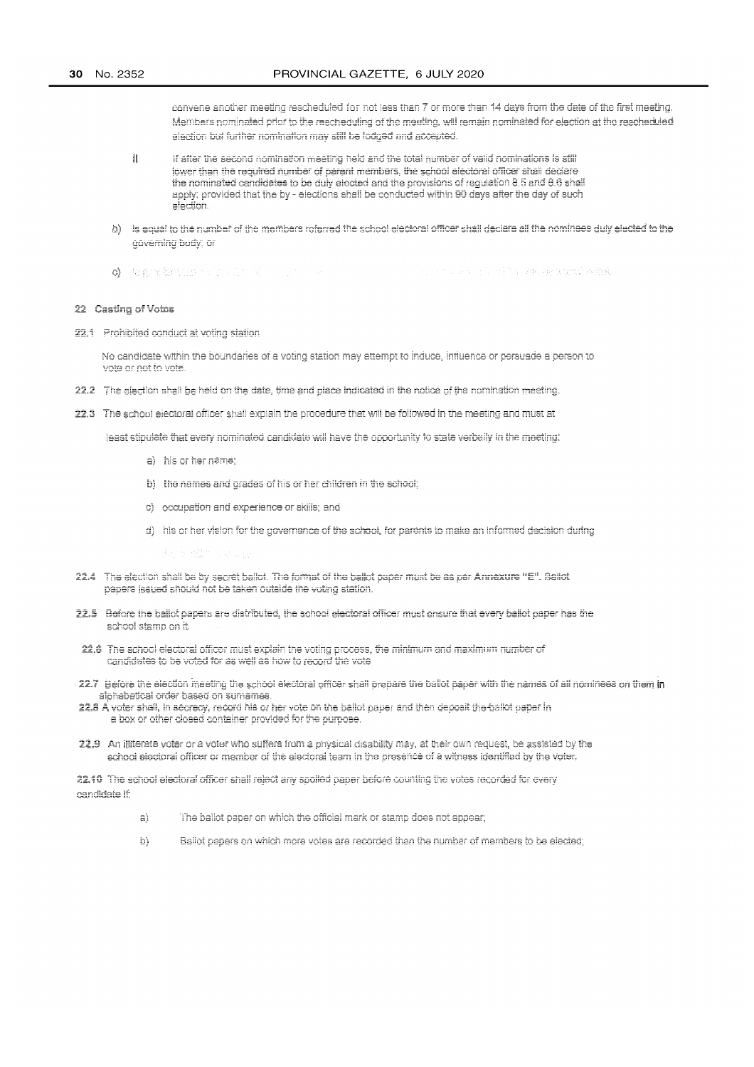convene another meeting rescheduled for not less than 7 or more than 14 days from the date of the first meeting. Members nominated prior to the rescheduling of the meeting, will remain nominated for election at the rescheduled election but further nomination may still be lodged and accepted.

ii If after the second nomination meeting held and the total number of valid nominations is still lower than the required number of parent members, the school electoral officer shall declare the nominated candidates to be duly elected and the provisions of regulation 8.5 and 8.6 shall apply; provided that the by - elections shall be conducted within 90 days after the day of such election.

b) is equal to the number of the members referred the school electoral officer shall declare all the nominees duly elected to the governing body; or

c) is greater than the number of members referred the school electoral officer shall proceed to the election of ...

## 22 Casting of Votes

22.1 Prohibited conduct at voting station

No candidate within the boundaries of a voting station may attempt to induce, influence or persuade a person to vote or not to vote.

22.2 The election shall be held on the date, time and place indicated in the notice of the nomination meeting.

22.3 The school electoral officer shall explain the procedure that will be followed in the meeting and must at least stipulate that every nominated candidate will have the opportunity to state verbally in the meeting:

- a) his or her name;
- b) the names and grades of his or her children in the school;
- c) occupation and experience or skills; and
- d) his or her vision for the governance of the school, for parents to make an informed decision during the election process.

22.4 The election shall be by secret ballot. The format of the ballot paper must be as per **Annexure "E"**. Ballot papers issued should not be taken outside the voting station.

22.5 Before the ballot papers are distributed, the school electoral officer must ensure that every ballot paper has the school stamp on it.

22.6 The school electoral officer must explain the voting process, the minimum and maximum number of candidates to be voted for as well as how to record the vote

22.7 Before the election meeting the school electoral officer shall prepare the ballot paper with the names of all nominees on them in alphabetical order based on surnames.

22.8 A voter shall, in secrecy, record his or her vote on the ballot paper and then deposit the ballot paper in a box or other closed container provided for the purpose.

22.9 An illiterate voter or a voter who suffers from a physical disability may, at their own request, be assisted by the school electoral officer or member of the electoral team in the presence of a witness identified by the voter.

22.10 The school electoral officer shall reject any spoiled paper before counting the votes recorded for every candidate if:

- a) The ballot paper on which the official mark or stamp does not appear;
- b) Ballot papers on which more votes are recorded than the number of members to be elected;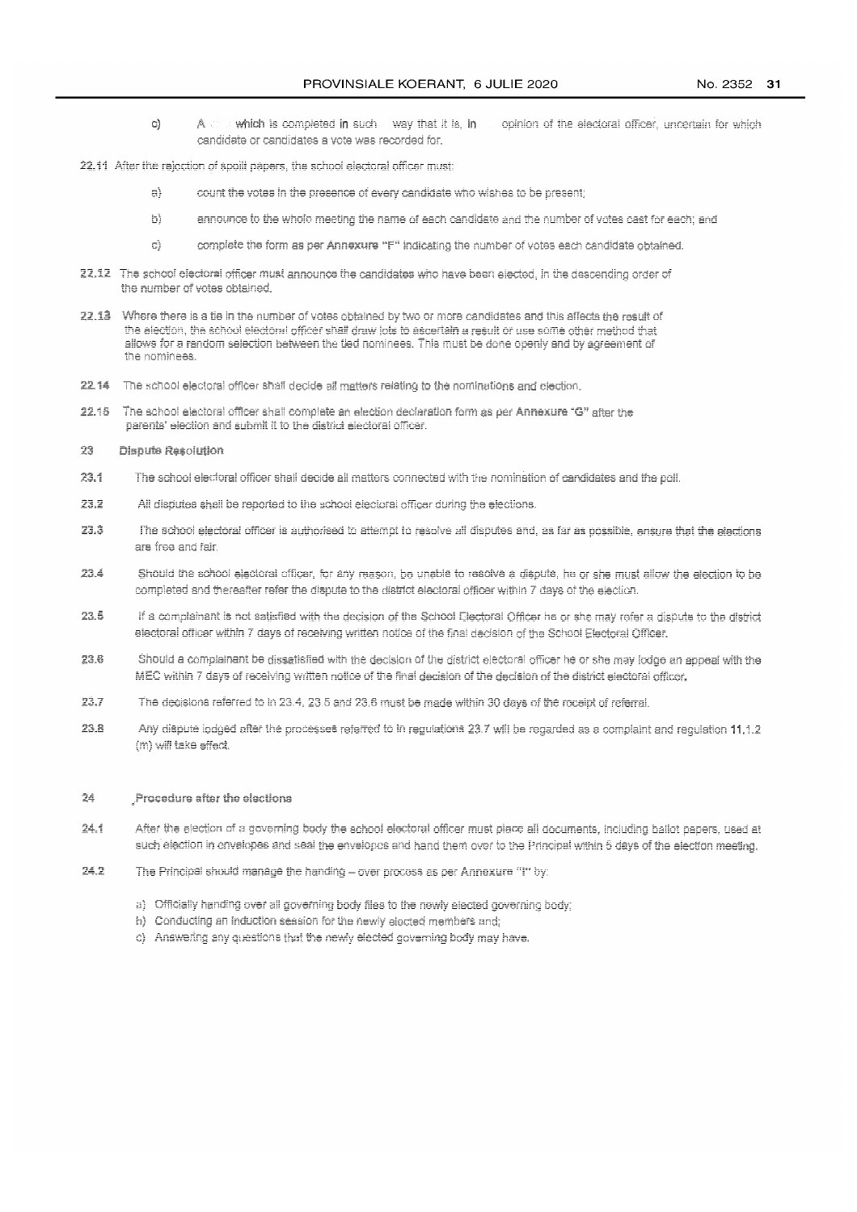c) A vote which is completed in such a way that it is, in the opinion of the electoral officer, uncertain for which candidate or candidates a vote was recorded for.

22.11 After the rejection of spoilt papers, the school electoral officer must:

a) count the votes in the presence of every candidate who wishes to be present;

b) announce to the whole meeting the name of each candidate and the number of votes cast for each; and

c) complete the form as per **Annexure "F"** indicating the number of votes each candidate obtained.

22.12 The school electoral officer must announce the candidates who have been elected, in the descending order of the number of votes obtained.

22.13 Where there is a tie in the number of votes obtained by two or more candidates and this affects the result of the election, the school electoral officer shall draw lots to ascertain a result or use some other method that allows for a random selection between the tied nominees. This must be done openly and by agreement of the nominees.

22.14 The school electoral officer shall decide all matters relating to the nominations and election.

22.15 The school electoral officer shall complete an election declaration form as per **Annexure "G"** after the parents' election and submit it to the district electoral officer.

**23 Dispute Resolution**

23.1 The school electoral officer shall decide all matters connected with the nomination of candidates and the poll.

23.2 All disputes shall be reported to the school electoral officer during the elections.

23.3 The school electoral officer is authorised to attempt to resolve all disputes and, as far as possible, ensure that the elections are free and fair.

23.4 Should the school electoral officer, for any reason, be unable to resolve a dispute, he or she must allow the election to be completed and thereafter refer the dispute to the district electoral officer within 7 days of the election.

23.5 If a complainant is not satisfied with the decision of the School Electoral Officer he or she may refer a dispute to the district electoral officer within 7 days of receiving written notice of the final decision of the School Electoral Officer.

23.6 Should a complainant be dissatisfied with the decision of the district electoral officer he or she may lodge an appeal with the MEC within 7 days of receiving written notice of the final decision of the decision of the district electoral officer.

23.7 The decisions referred to in 23.4, 23.5 and 23.6 must be made within 30 days of the receipt of referral.

23.8 Any dispute lodged after the processes referred to in regulations 23.7 will be regarded as a complaint and regulation **11**.1.2 (m) will take effect.

**24 Procedure after the elections**

24.1 After the election of a governing body the school electoral officer must place all documents, including ballot papers, used at such election in envelopes and seal the envelopes and hand them over to the Principal within 5 days of the election meeting.

24.2 The Principal should manage the handing – over process as per Annexure "I" by:

a) Officially handing over all governing body files to the newly elected governing body;
b) Conducting an induction session for the newly elected members and;
c) Answering any questions that the newly elected governing body may have.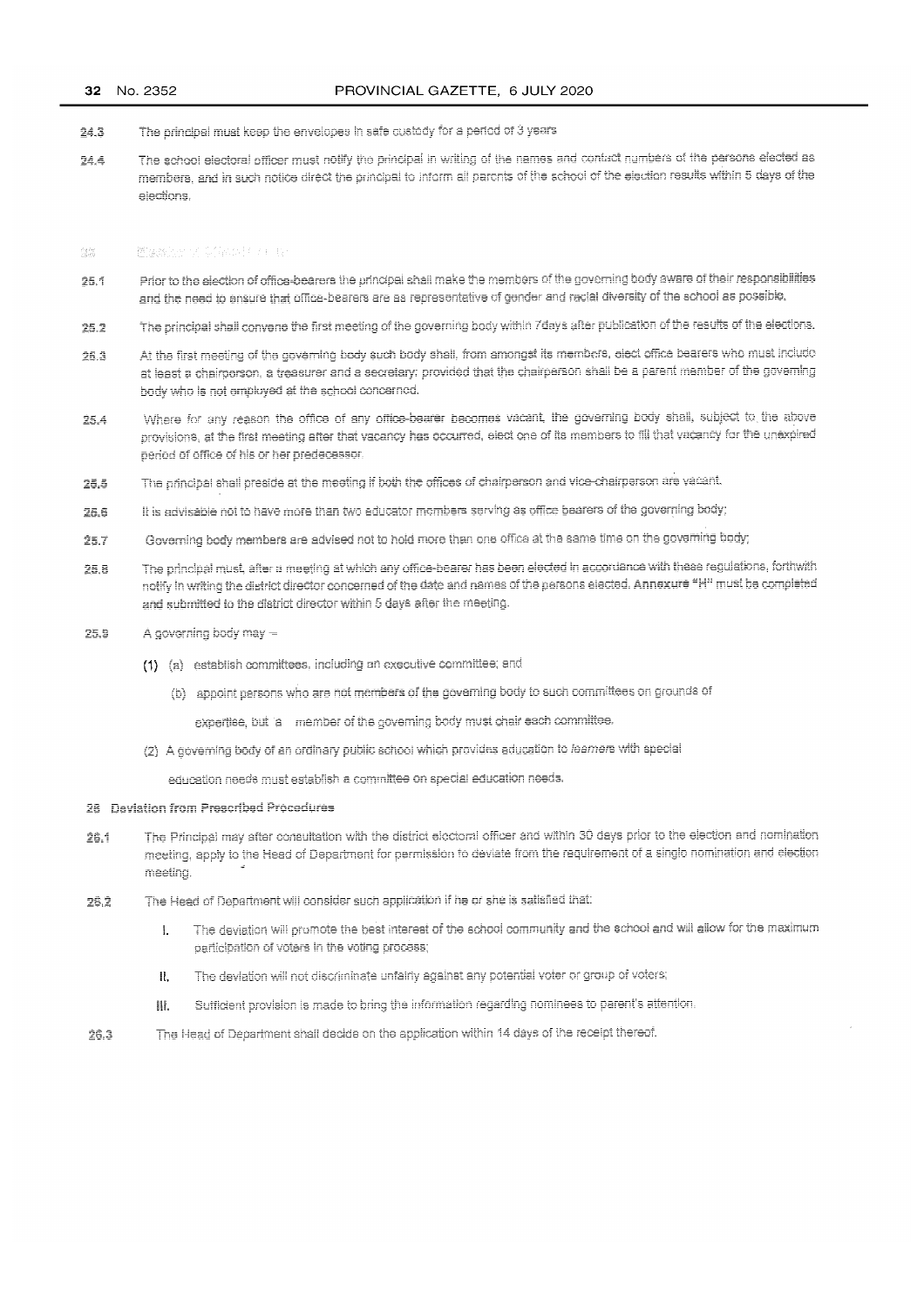24.3 The principal must keep the envelopes in safe custody for a period of 3 years

24.4 The school electoral officer must notify the principal in writing of the names and contact numbers of the persons elected as members, and in such notice direct the principal to inform all parents of the school of the election results within 5 days of the elections.

## 25 Election of Office-bearers

25.1 Prior to the election of office-bearers the principal shall make the members of the governing body aware of their responsibilities and the need to ensure that office-bearers are as representative of gender and racial diversity of the school as possible.

25.2 The principal shall convene the first meeting of the governing body within 7days after publication of the results of the elections.

25.3 At the first meeting of the governing body such body shall, from amongst its members, elect office bearers who must include at least a chairperson, a treasurer and a secretary; provided that the chairperson shall be a parent member of the governing body who is not employed at the school concerned.

25.4 Where for any reason the office of any office-bearer becomes vacant, the governing body shall, subject to the above provisions, at the first meeting after that vacancy has occurred, elect one of its members to fill that vacancy for the unexpired period of office of his or her predecessor.

25.5 The principal shall preside at the meeting if both the offices of chairperson and vice-chairperson are vacant.

25.6 It is advisable not to have more than two educator members serving as office bearers of the governing body;

25.7 Governing body members are advised not to hold more than one office at the same time on the governing body;

25.8 The principal must, after a meeting at which any office-bearer has been elected in accordance with these regulations, forthwith notify in writing the district director concerned of the date and names of the persons elected. **Annexure "H"** must be completed and submitted to the district director within 5 days after the meeting.

25.9 A governing body may –

(1) (a) establish committees, including an executive committee; and

(b) appoint persons who are not members of the governing body to such committees on grounds of expertise, but a member of the governing body must chair each committee.

(2) A governing body of an ordinary public school which provides education to *learners* with special education needs must establish a committee on special education needs.

## 26 Deviation from Prescribed Procedures

26.1 The Principal may after consultation with the district electoral officer and within 30 days prior to the election and nomination meeting, apply to the Head of Department for permission to deviate from the requirement of a single nomination and election meeting.

26.2 The Head of Department will consider such application if he or she is satisfied that:

I. The deviation will promote the best interest of the school community and the school and will allow for the maximum participation of voters in the voting process;

II. The deviation will not discriminate unfairly against any potential voter or group of voters;

III. Sufficient provision is made to bring the information regarding nominees to parent's attention.

26.3 The Head of Department shall decide on the application within 14 days of the receipt thereof.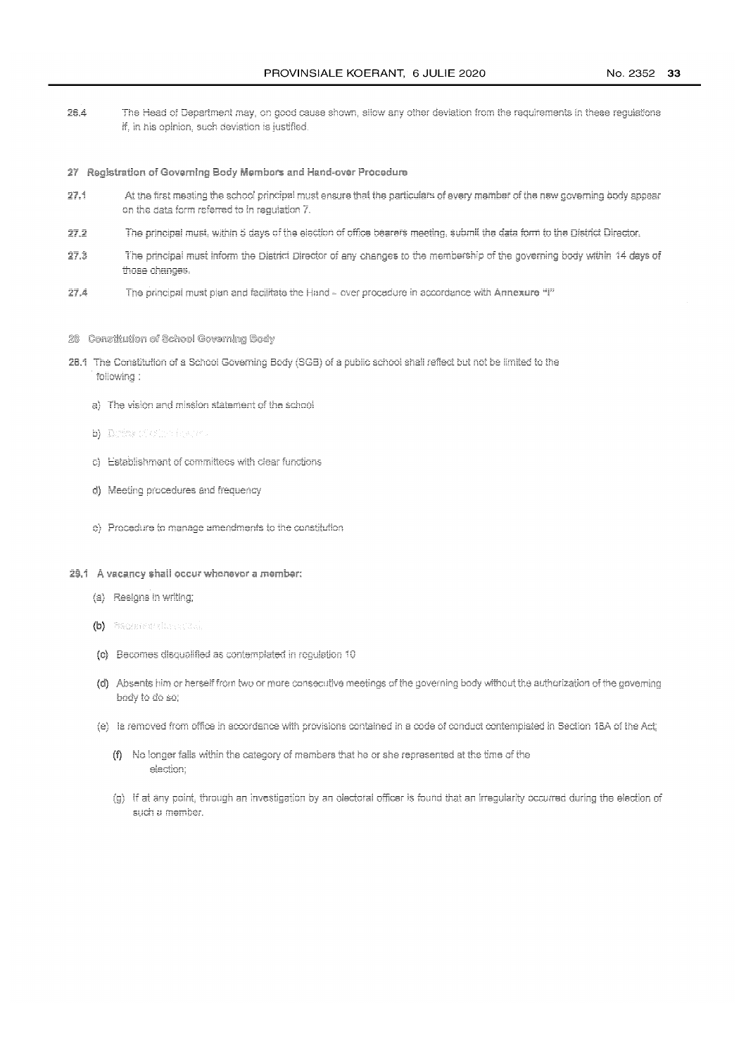26.4 The Head of Department may, on good cause shown, allow any other deviation from the requirements in these regulations if, in his opinion, such deviation is justified.

## 27 Registration of Governing Body Members and Hand-over Procedure

27.1 At the first meeting the school principal must ensure that the particulars of every member of the new governing body appear on the data form referred to in regulation 7.

27.2 The principal must, within 5 days of the election of office bearers meeting, submit the data form to the District Director.

27.3 The principal must inform the District Director of any changes to the membership of the governing body within 14 days of those changes.

27.4 The principal must plan and facilitate the Hand – over procedure in accordance with **Annexure "I"**

## 28 Constitution of School Governing Body

28.1 The Constitution of a School Governing Body (SGB) of a public school shall reflect but not be limited to the following :

a) The vision and mission statement of the school

b) Duties of office bearers

c) Establishment of committees with clear functions

d) Meeting procedures and frequency

e) Procedure to manage amendments to the constitution

**29.1 A vacancy shall occur whenever a member:**

(a) Resigns in writing;

(b) Becomes disqualified;

(c) Becomes disqualified as contemplated in regulation 10

(d) Absents him or herself from two or more consecutive meetings of the governing body without the authorization of the governing body to do so;

(e) Is removed from office in accordance with provisions contained in a code of conduct contemplated in Section 18A of the Act;

(f) No longer falls within the category of members that he or she represented at the time of the election;

(g) If at any point, through an investigation by an electoral officer is found that an irregularity occurred during the election of such a member.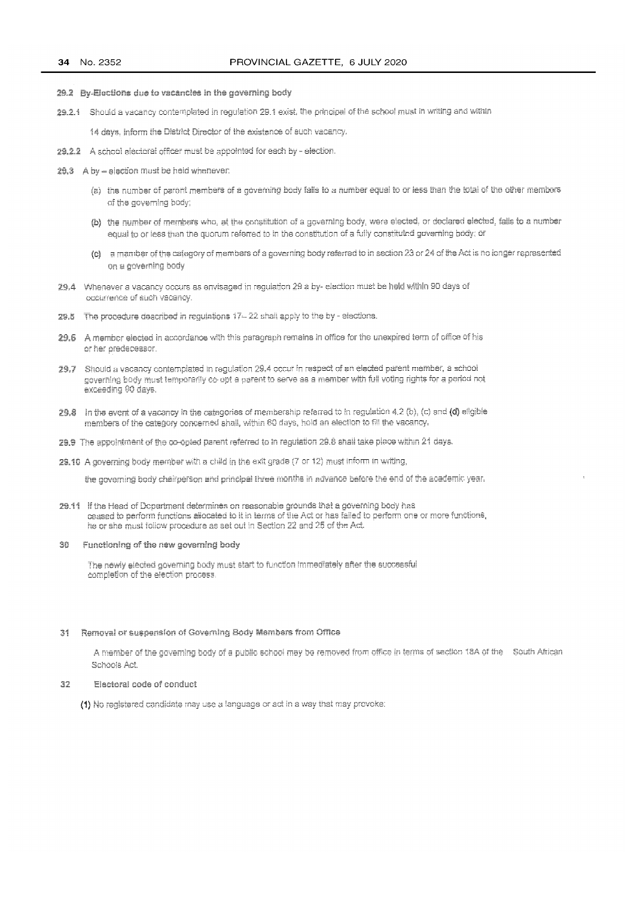**29.2 By-Elections due to vacancies in the governing body**

29.2.1 Should a vacancy contemplated in regulation 29.1 exist, the principal of the school must in writing and within 14 days, inform the District Director of the existence of such vacancy.

29.2.2 A school electoral officer must be appointed for each by - election.

29.3 A by – election must be held whenever:

(a) the number of parent members of a governing body falls to a number equal to or less than the total of the other members of the governing body;

(b) the number of members who, at the constitution of a governing body, were elected, or declared elected, falls to a number equal to or less than the quorum referred to in the constitution of a fully constituted governing body; or

(c) a member of the category of members of a governing body referred to in section 23 or 24 of the Act is no longer represented on a governing body

29.4 Whenever a vacancy occurs as envisaged in regulation 29 a by- election must be held within 90 days of occurrence of such vacancy.

29.5 The procedure described in regulations 17– 22 shall apply to the by - elections.

29.6 A member elected in accordance with this paragraph remains in office for the unexpired term of office of his or her predecessor.

29.7 Should a vacancy contemplated in regulation 29.4 occur in respect of an elected parent member, a school governing body must temporarily co-opt a parent to serve as a member with full voting rights for a period not exceeding 90 days.

29.8 In the event of a vacancy in the categories of membership referred to in regulation 4.2 (b), (c) and **(d)** eligible members of the category concerned shall, within 60 days, hold an election to fill the vacancy.

29.9 The appointment of the co-opted parent referred to in regulation 29.8 shall take place within 21 days.

29.10 A governing body member with a child in the exit grade (7 or 12) must inform in writing, the governing body chairperson and principal three months in advance before the end of the academic year.

29.11 If the Head of Department determines on reasonable grounds that a governing body has ceased to perform functions allocated to it in terms of the Act or has failed to perform one or more functions, he or she must follow procedure as set out in Section 22 and 25 of the Act.

**30 Functioning of the new governing body**

The newly elected governing body must start to function immediately after the successful completion of the election process.

**31 Removal or suspension of Governing Body Members from Office**

A member of the governing body of a public school may be removed from office in terms of section 18A of the South African Schools Act.

**32 Electoral code of conduct**

**(1)** No registered candidate may use a language or act in a way that may provoke: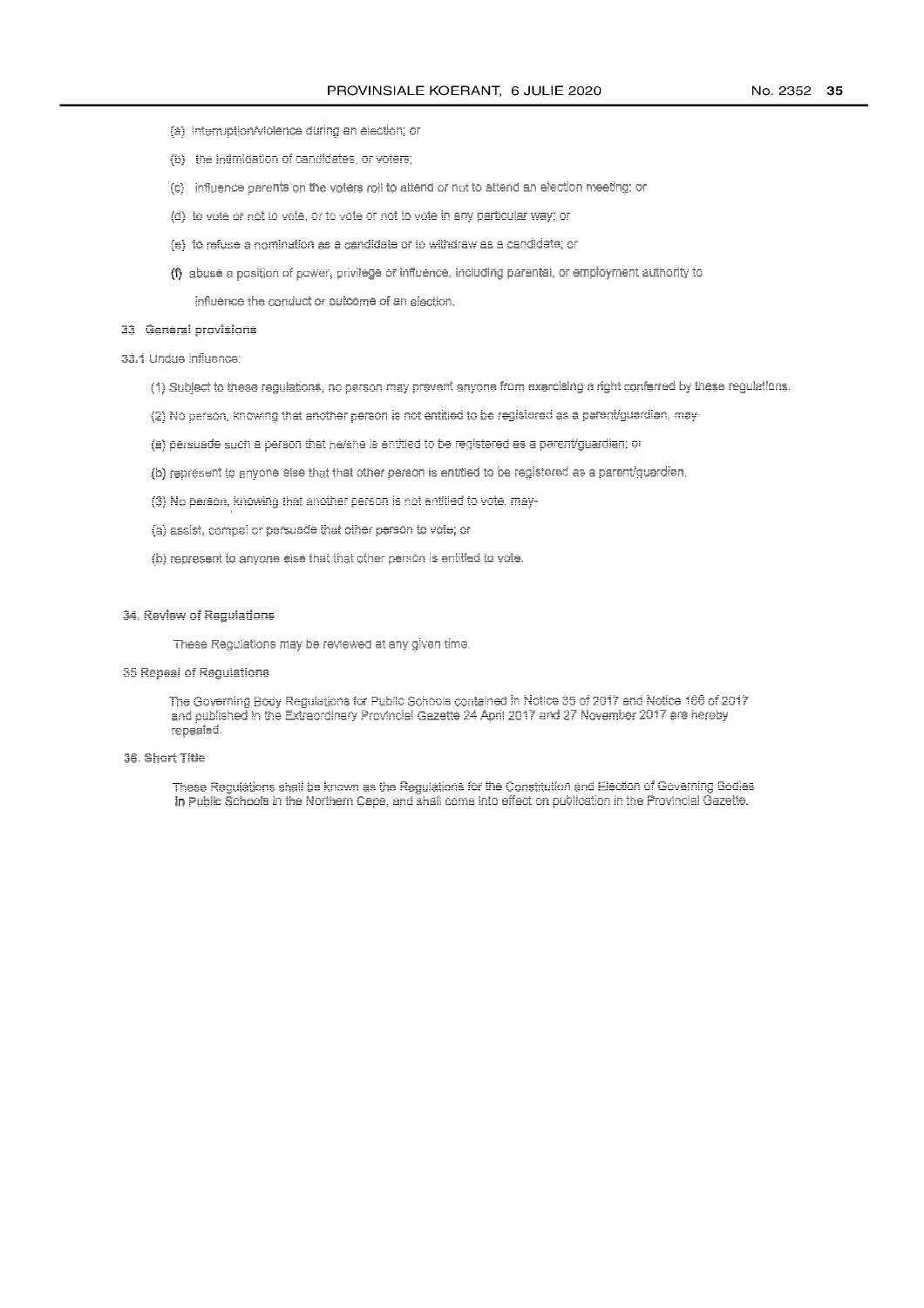(a) interruption/violence during an election; or

(b) the intimidation of candidates, or voters;

(c) influence parents on the voters roll to attend or not to attend an election meeting; or

(d) to vote or not to vote, or to vote or not to vote in any particular way; or

(e) to refuse a nomination as a candidate or to withdraw as a candidate; or

(f) abuse a position of power, privilege or influence, including parental, or employment authority to influence the conduct or outcome of an election.

**33 General provisions**

**33.1** Undue influence:

(1) Subject to these regulations, no person may prevent anyone from exercising a right conferred by these regulations.

(2) No person, knowing that another person is not entitled to be registered as a parent/guardian, may-

(a) persuade such a person that he/she is entitled to be registered as a parent/guardian; or

(b) represent to anyone else that that other person is entitled to be registered as a parent/guardian.

(3) No person, knowing that another person is not entitled to vote, may-

(a) assist, compel or persuade that other person to vote; or

(b) represent to anyone else that that other person is entitled to vote.

**34. Review of Regulations**

These Regulations may be reviewed at any given time.

**35 Repeal of Regulations**

The Governing Body Regulations for Public Schools contained in Notice 35 of 2017 and Notice 166 of 2017 and published in the Extraordinary Provincial Gazette 24 April 2017 and 27 November 2017 are hereby repealed.

**36. Short Title**

These Regulations shall be known as the Regulations for the Constitution and Election of Governing Bodies in Public Schools in the Northern Cape, and shall come into effect on publication in the Provincial Gazette.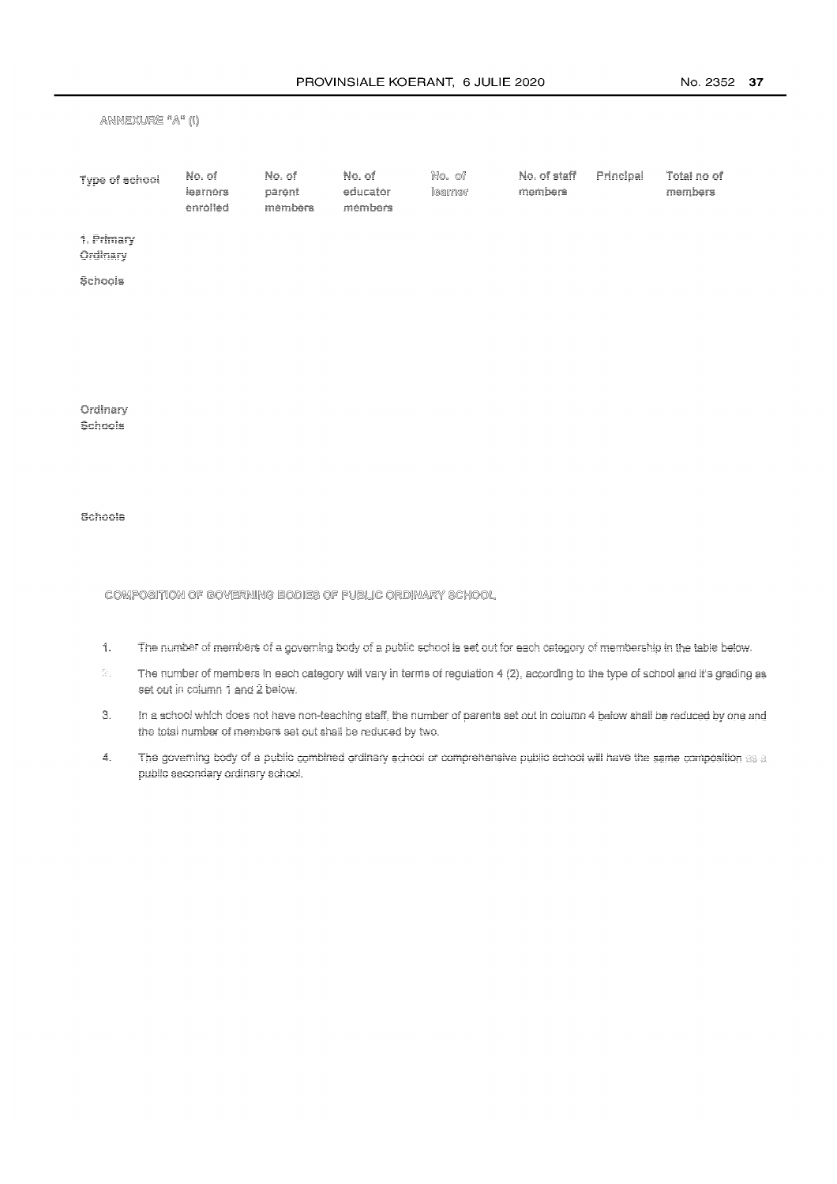ANNEXURE "A" (I)

| Type of school | No. of learners enrolled | No. of parent members | No. of educator members | No. of learner | No. of staff members | Principal | Total no of members |
|---|---|---|---|---|---|---|---|
| 1. Primary Ordinary Schools | | | | | | | |
| Ordinary Schools | | | | | | | |
| Schools | | | | | | | |

COMPOSITION OF GOVERNING BODIES OF PUBLIC ORDINARY SCHOOL

1. The number of members of a governing body of a public school is set out for each category of membership in the table below.
2. The number of members in each category will vary in terms of regulation 4 (2), according to the type of school and it's grading as set out in column 1 and 2 below.
3. In a school which does not have non-teaching staff, the number of parents set out in column 4 below shall be reduced by one and the total number of members set out shall be reduced by two.
4. The governing body of a public combined ordinary school or comprehensive public school will have the same composition as a public secondary ordinary school.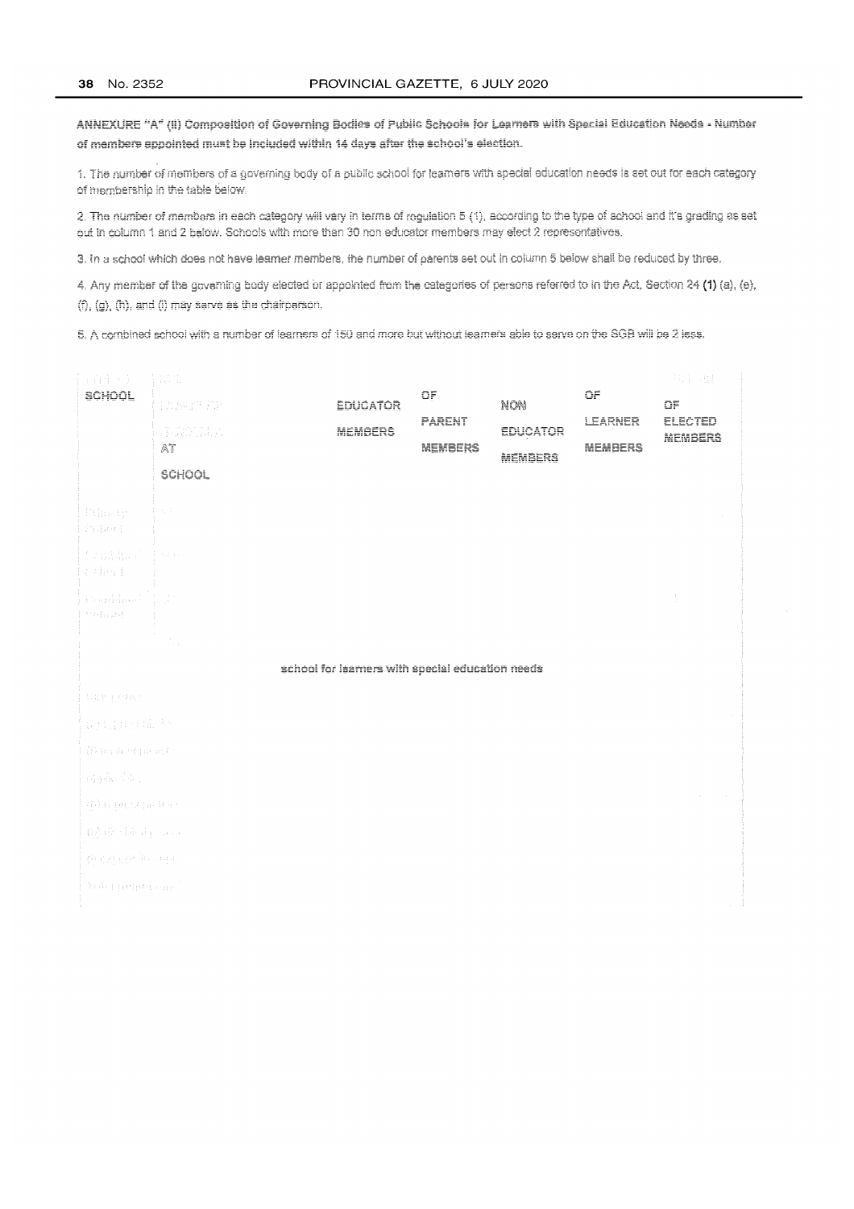ANNEXURE "A" (II) Composition of Governing Bodies of Public Schools for Learners with Special Education Needs - Number of members appointed must be included within 14 days after the school's election.

1. The number of members of a governing body of a public school for learners with special education needs is set out for each category of membership in the table below.

2. The number of members in each category will vary in terms of regulation 5 (1), according to the type of school and it's grading as set out in column 1 and 2 below. Schools with more than 30 non educator members may elect 2 representatives.

3. In a school which does not have learner members, the number of parents set out in column 5 below shall be reduced by three.

4. Any member of the governing body elected or appointed from the categories of persons referred to in the Act, Section 24 (1) (a), (e), (f), (g), (h), and (i) may serve as the chairperson.

5. A combined school with a number of learners of 150 and more but without learners able to serve on the SGB will be 2 less.

| SCHOOL | AT SCHOOL | EDUCATOR MEMBERS | OF PARENT MEMBERS | NON EDUCATOR MEMBERS | OF LEARNER MEMBERS | OF ELECTED MEMBERS |
|---|---|---|---|---|---|---|
| | | | | | | |
| | | | | | | |
| | | | | | | |
| | | | | | | |

school for learners with special education needs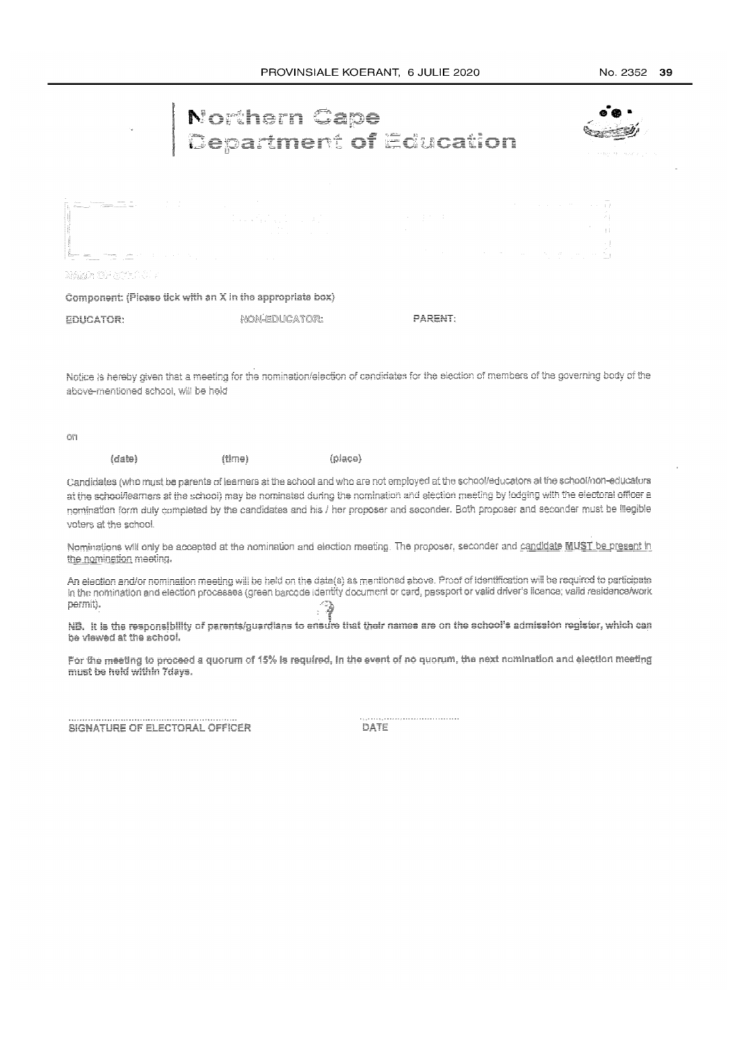# Northern Cape Department of Education

NAME OF SCHOOL

Component: (Please tick with an X in the appropriate box)

EDUCATOR: NON-EDUCATOR: PARENT:

Notice is hereby given that a meeting for the nomination/election of candidates for the election of members of the governing body of the above-mentioned school, will be held

on

(date) (time) (place)

Candidates (who must be parents of learners at the school and who are not employed at the school/educators at the school/non-educators at the school/learners at the school) may be nominated during the nomination and election meeting by lodging with the electoral officer a nomination form duly completed by the candidates and his / her proposer and seconder. Both proposer and seconder must be illegible voters at the school.

Nominations will only be accepted at the nomination and election meeting. The proposer, seconder and candidate **MUST** be present in the nomination meeting.

An election and/or nomination meeting will be held on the date(s) as mentioned above. Proof of identification will be required to participate in the nomination and election processes (green barcode identity document or card, passport or valid driver's licence; valid residence/work permit).

**NB. It is the responsibility of parents/guardians to ensure that their names are on the school's admission register, which can be viewed at the school.**

**For the meeting to proceed a quorum of 15% is required. In the event of no quorum, the next nomination and election meeting must be held within 7days.**

.............................................................. ..................................

SIGNATURE OF ELECTORAL OFFICER DATE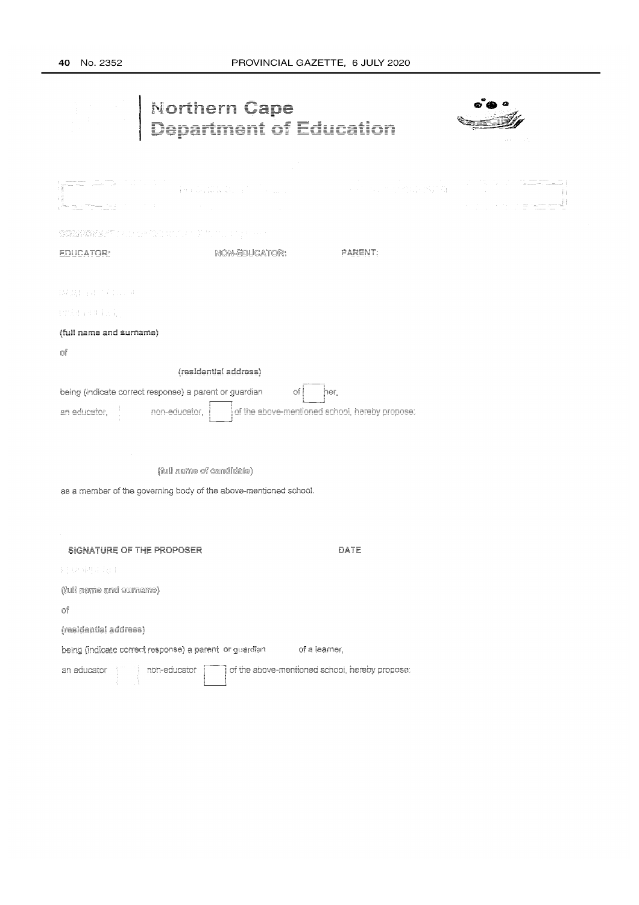# Northern Cape Department of Education

EDUCATOR: NON-EDUCATOR: PARENT:

(full name and surname)

of

(residential address)

being (indicate correct response) a parent or guardian of ner,

an educator, non-educator, of the above-mentioned school, hereby propose:

(full name of candidate)

as a member of the governing body of the above-mentioned school.

SIGNATURE OF THE PROPOSER DATE

(full name and surname)

of

(residential address)

being (indicate correct response) a parent or guardian of a learner,

an educator non-educator of the above-mentioned school, hereby propose: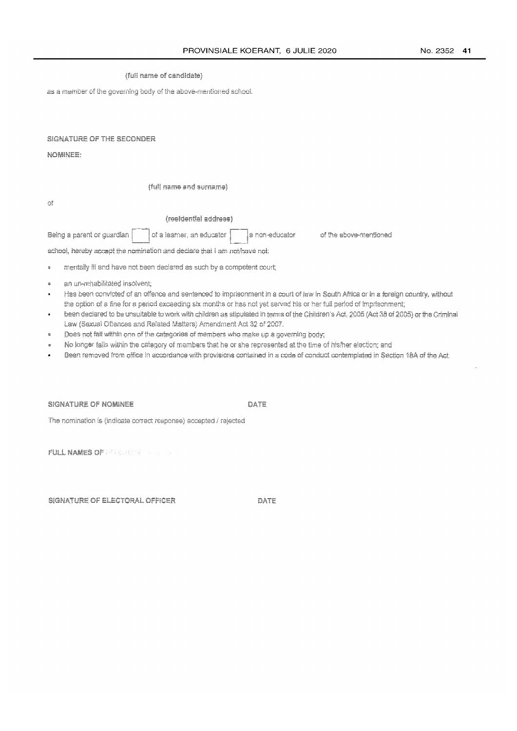(full name of candidate)

as a member of the governing body of the above-mentioned school.

SIGNATURE OF THE SECONDER

NOMINEE:

(full name and surname)

of

(residential address)

Being a parent or guardian [ ] of a learner, an educator [ ] a non-educator of the above-mentioned school, hereby accept the nomination and declare that I am not/have not:

- mentally ill and have not been declared as such by a competent court;
- an un-rehabilitated insolvent;
- Has been convicted of an offence and sentenced to imprisonment in a court of law in South Africa or in a foreign country, without the option of a fine for a period exceeding six months or has not yet served his or her full period of imprisonment;
- been declared to be unsuitable to work with children as stipulated in terms of the Children's Act, 2005 (Act 38 of 2005) or the Criminal Law (Sexual Offences and Related Matters) Amendment Act 32 of 2007.
- Does not fall within one of the categories of members who make up a governing body;
- No longer falls within the category of members that he or she represented at the time of his/her election; and
- Been removed from office in accordance with provisions contained in a code of conduct contemplated in Section 18A of the Act.

SIGNATURE OF NOMINEE DATE

The nomination is (indicate correct response) accepted / rejected

FULL NAMES OF

SIGNATURE OF ELECTORAL OFFICER DATE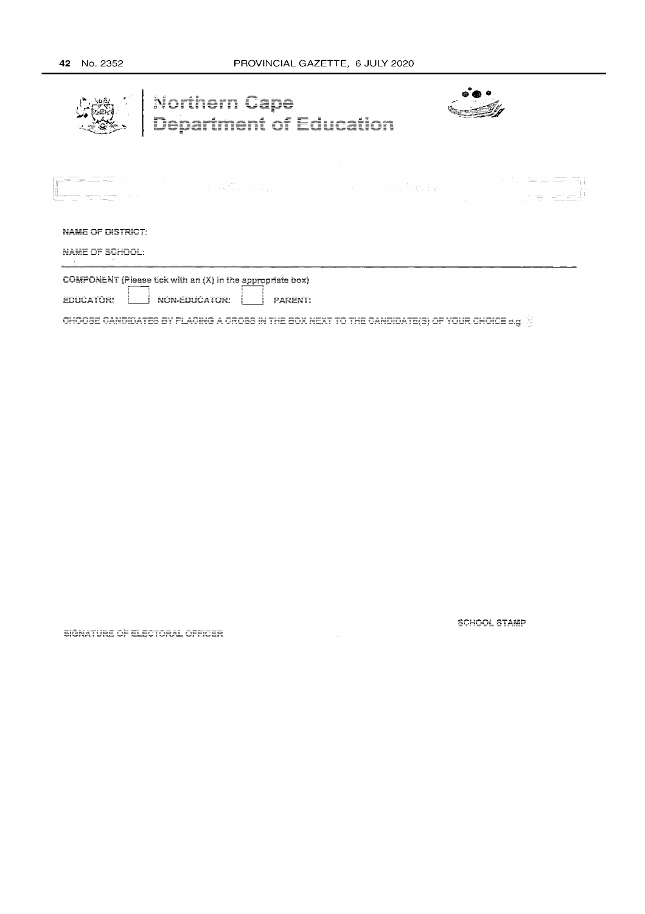# Northern Cape Department of Education

NAME OF DISTRICT:

NAME OF SCHOOL:

COMPONENT (Please tick with an (X) in the appropriate box)

EDUCATOR: ☐ NON-EDUCATOR: ☐ PARENT:

CHOOSE CANDIDATES BY PLACING A CROSS IN THE BOX NEXT TO THE CANDIDATE(S) OF YOUR CHOICE e.g ☒

SCHOOL STAMP

SIGNATURE OF ELECTORAL OFFICER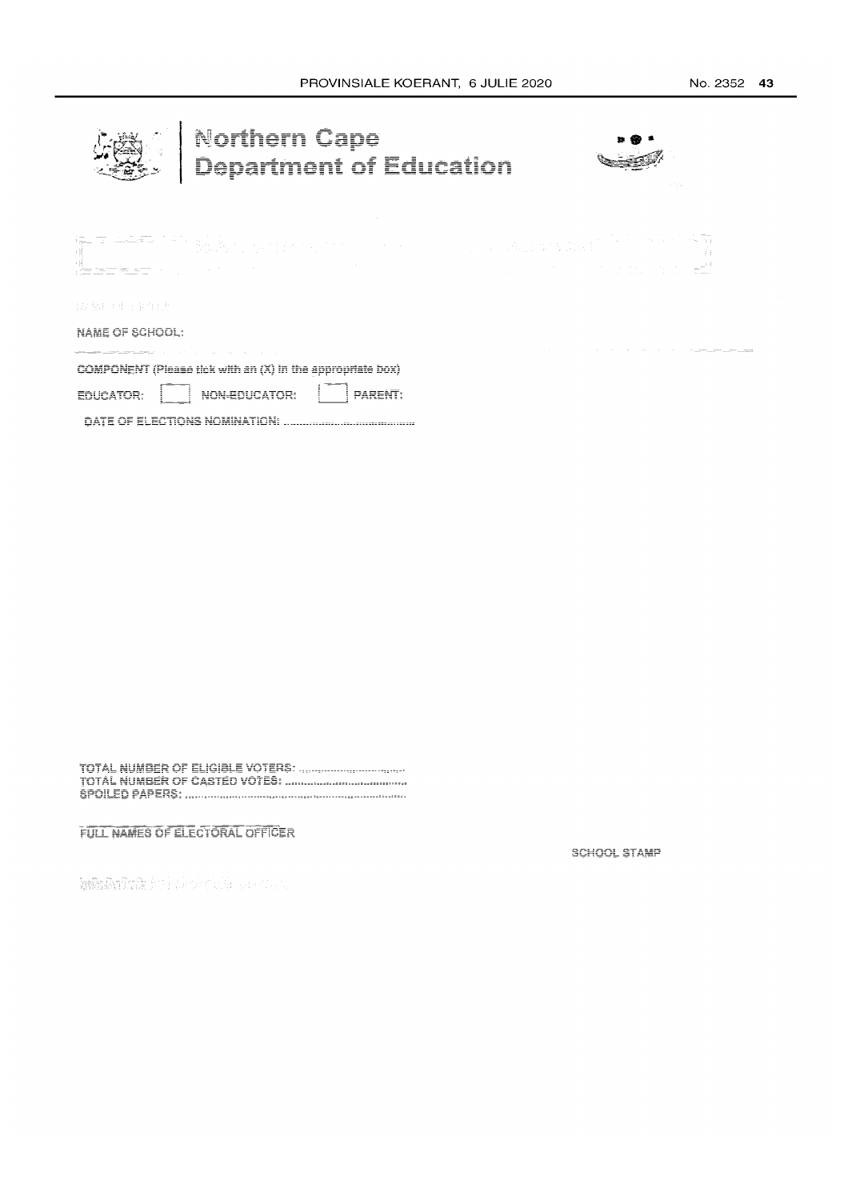# Northern Cape Department of Education

NAME OF SCHOOL:

COMPONENT (Please tick with an (X) in the appropriate box)

EDUCATOR: [ ] NON-EDUCATOR: [ ] PARENT:

DATE OF ELECTIONS NOMINATION: ........................................

TOTAL NUMBER OF ELIGIBLE VOTERS: ................................
TOTAL NUMBER OF CASTED VOTES: ....................................
SPOILED PAPERS: ..........................................................................

FULL NAMES OF ELECTORAL OFFICER

SCHOOL STAMP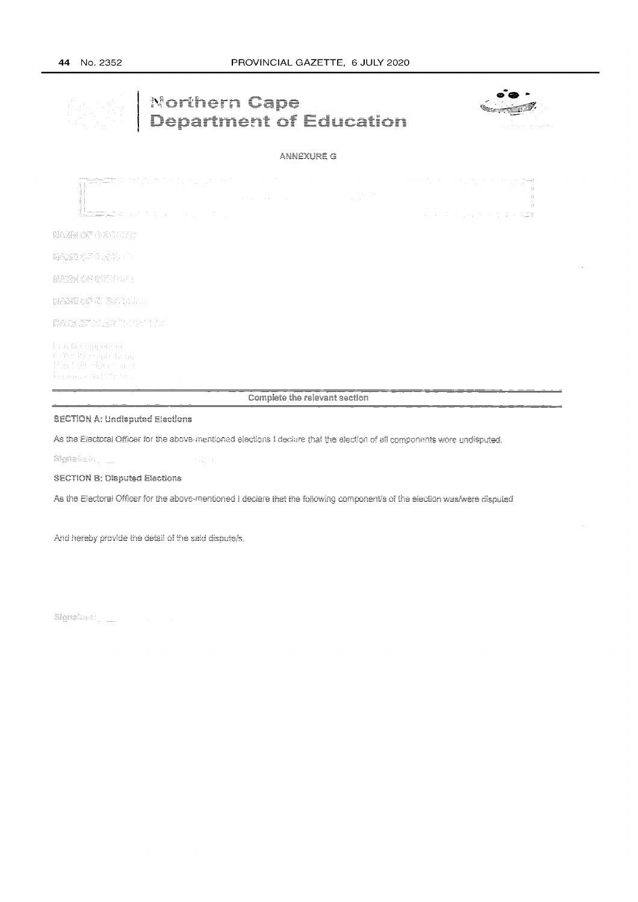# Northern Cape Department of Education

ANNEXURE G

NAME OF DISTRICT:

NAME OF CIRCUIT:

NAME OF SCHOOL:

NAME OF ELECTORAL OFFICER:

DATE OF ELECTION:

Complete the relevant section

**SECTION A: Undisputed Elections**

As the Electoral Officer for the above-mentioned elections I declare that the election of all components were undisputed.

Signature: ___

**SECTION B: Disputed Elections**

As the Electoral Officer for the above-mentioned I declare that the following component/s of the election was/were disputed

And hereby provide the detail of the said dispute/s.

Signature: ___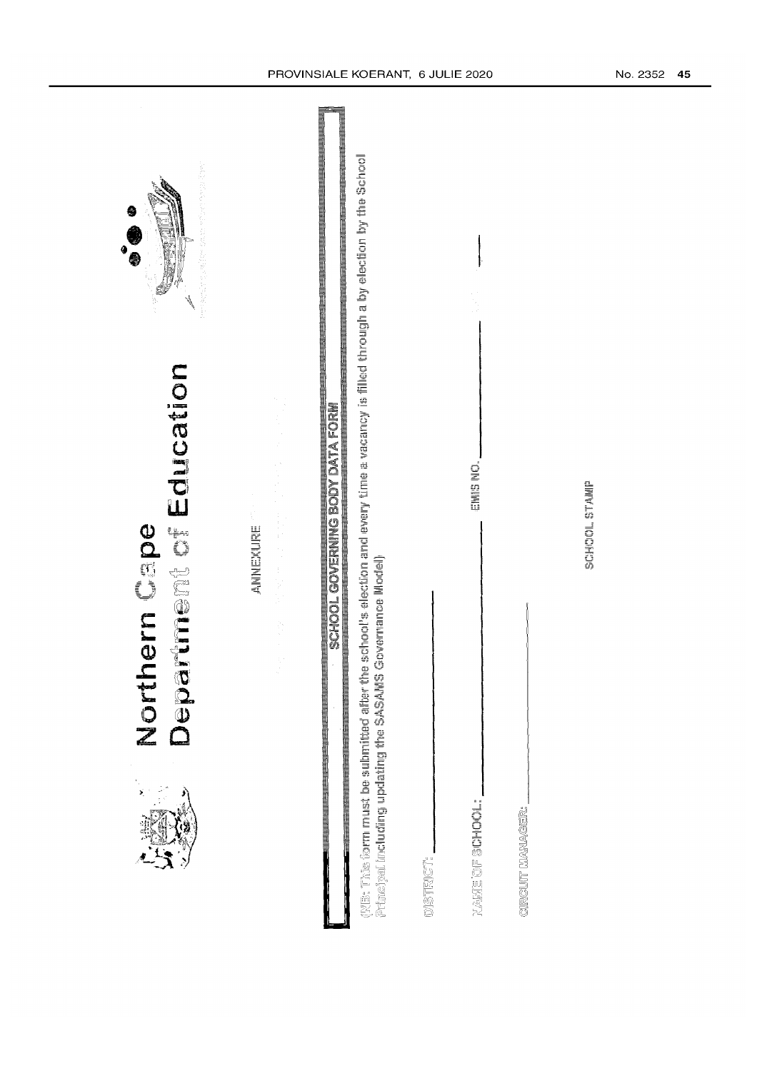# Northern Cape Department of Education

ANNEXURE

## SCHOOL GOVERNING BODY DATA FORM

(NB: This form must be submitted after the school's election and every time a vacancy is filled through a by election by the School Principal including updating the SASAMS Governance Model)

DISTRICT: \_\_\_\_\_\_\_\_\_\_\_\_\_\_\_\_\_\_\_\_

NAME OF SCHOOL: \_\_\_\_\_\_\_\_\_\_\_\_\_\_\_\_\_\_\_\_ EMIS NO. \_\_\_\_\_\_\_\_\_\_\_\_\_\_\_\_\_\_\_\_

CIRCUIT MANAGER: \_\_\_\_\_\_\_\_\_\_\_\_\_\_\_\_\_\_\_\_

SCHOOL STAMP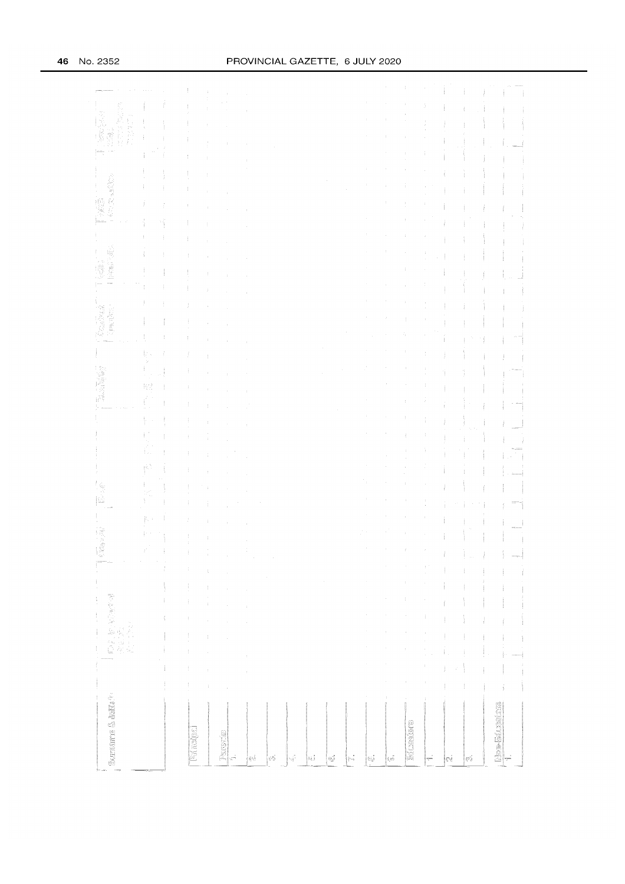| Surname & Initials | | | | | | | | | |
|---|---|---|---|---|---|---|---|---|---|
| Principal | | | | | | | | | |
| Parents | | | | | | | | | |
| 1. | | | | | | | | | |
| 2. | | | | | | | | | |
| 3. | | | | | | | | | |
| 4. | | | | | | | | | |
| 5. | | | | | | | | | |
| 6. | | | | | | | | | |
| 7. | | | | | | | | | |
| 8. | | | | | | | | | |
| 9. | | | | | | | | | |
| Educators | | | | | | | | | |
| 1. | | | | | | | | | |
| 2. | | | | | | | | | |
| 3. | | | | | | | | | |
| Non-Educators | | | | | | | | | |
| 1. | | | | | | | | | |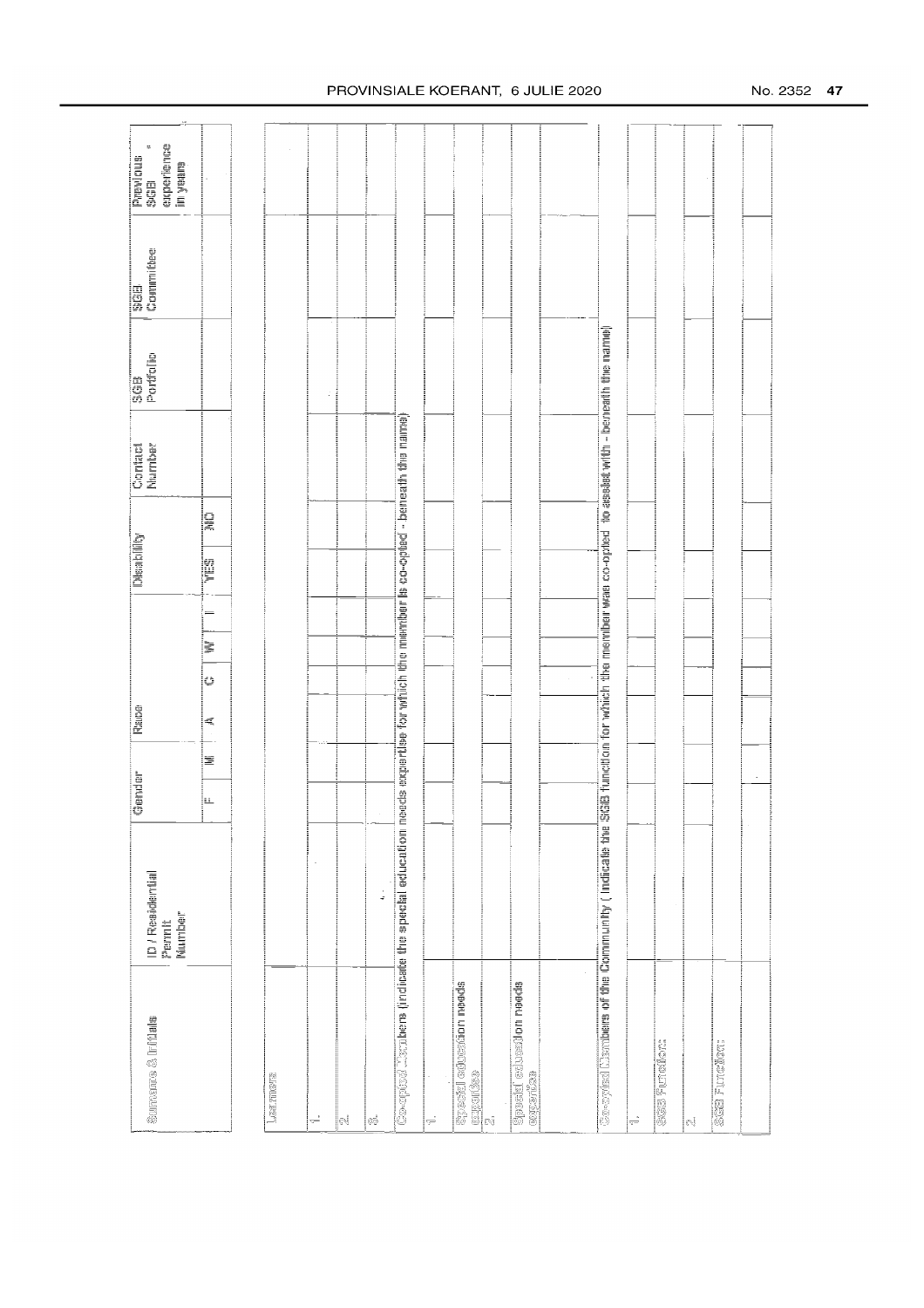| Surname & Initials | ID / Residential Permit Number | Gender | | Race | | | | Disability | | Contact Number | SGB Portfolio | SGB Committee | Previous SGB experience in years |
|---|---|---|---|---|---|---|---|---|---|---|---|---|---|
| | | F | M | A | C | W | I | YES | NO | | | | |
| Learners | | | | | | | | | | | | | |
| 1. | | | | | | | | | | | | | |
| 2. | | | | | | | | | | | | | |
| 3. | | | | | | | | | | | | | |
| Co-opted Members (indicate the special education needs expertise for which the member is co-opted - beneath the name) | | | | | | | | | | | | | |
| 1. | | | | | | | | | | | | | |
| Special education needs expertise | | | | | | | | | | | | | |
| 2. | | | | | | | | | | | | | |
| Special education needs expertise | | | | | | | | | | | | | |
| | | | | | | | | | | | | | |
| Co-opted Members of the Community ( indicate the SGB function for which the member was co-opted to assist with - beneath the name) | | | | | | | | | | | | | |
| 1. | | | | | | | | | | | | | |
| SGB Function: | | | | | | | | | | | | | |
| 2. | | | | | | | | | | | | | |
| SGB Function: | | | | | | | | | | | | | |
| | | | | | | | | | | | | | |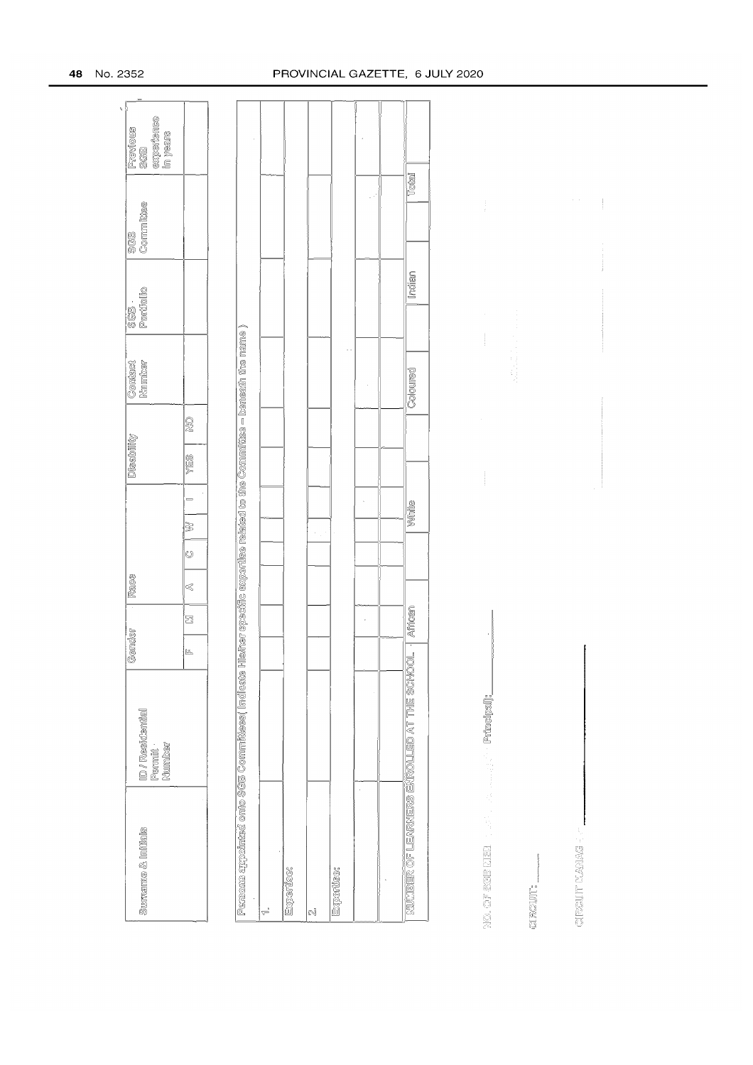| Surname & Initials | ID / Residential Permit Number | Gender | | Race | | | | Disability | | Contact Number | SGB Portfolio | SGB Committee | Previous SGB experience in years |
|---|---|---|---|---|---|---|---|---|---|---|---|---|---|
| | | F | M | A | C | W | I | YES | NO | | | | |
| | | | | | | | | | | | | | |

| Persons appointed onto SGB Committees( Indicate His/her specific expertise related to the Committee – beneath the name ) | | | | | | | | | | | | | |
|---|---|---|---|---|---|---|---|---|---|---|---|---|---|
| 1. | | | | | | | | | | | | | |
| Expertise: | | | | | | | | | | | | | |
| 2. | | | | | | | | | | | | | |
| Expertise: | | | | | | | | | | | | | |
| | | | | | | | | | | | | | |
| | | | | | | | | | | | | | |
| NUMBER OF LEARNERS ENROLLED AT THE SCHOOL | African | | | White | | | Coloured | | Indian | | Total | | |
| | | | | | | | | | | | | | |

NO. OF SGB MEM_________ Principal(s):_________

CIRCUIT: _________

CIRCUIT MANAG_________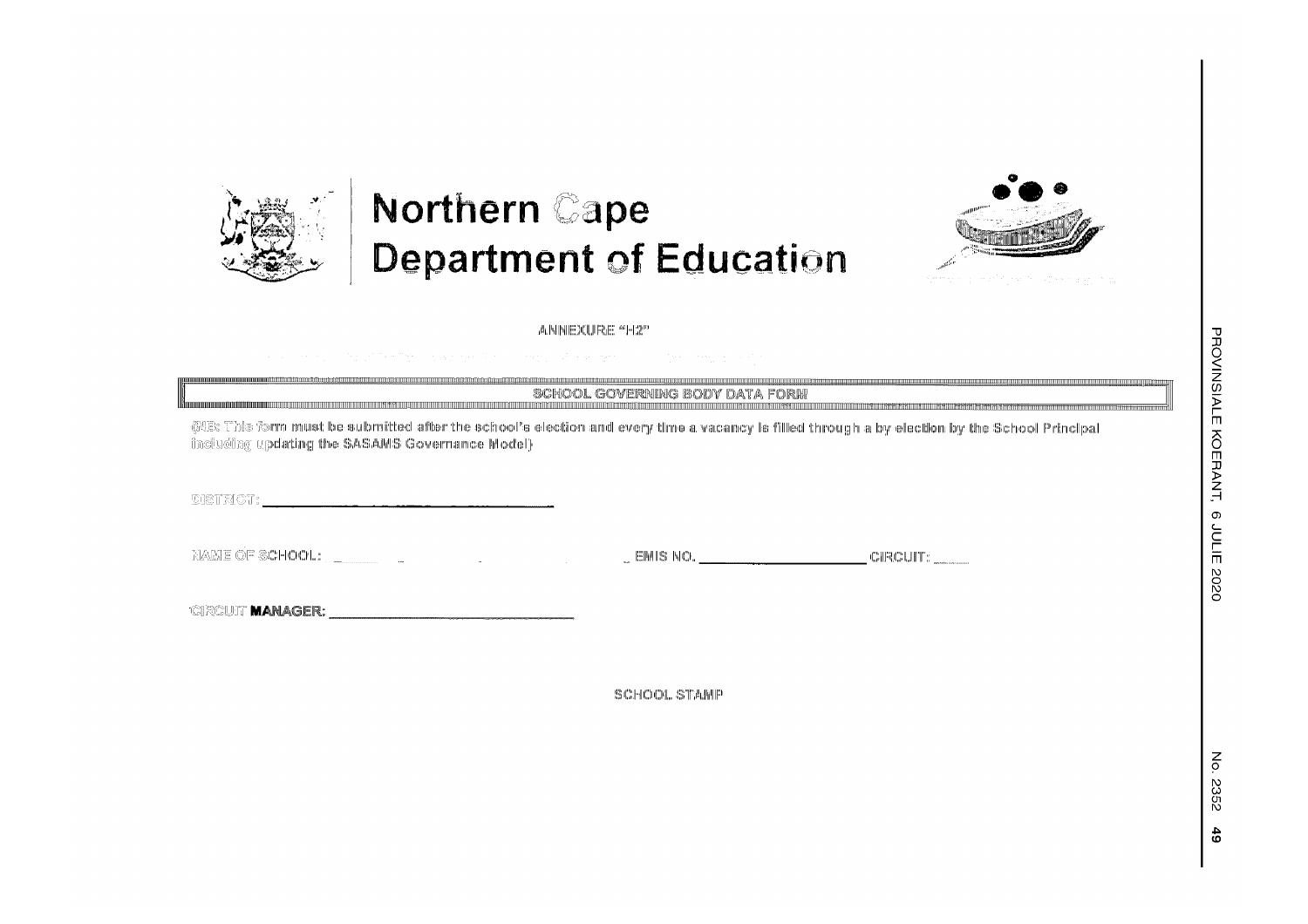# Northern Cape Department of Education

ANNEXURE "H2"

## SCHOOL GOVERNING BODY DATA FORM

(NB: This form must be submitted after the school's election and every time a vacancy is filled through a by election by the School Principal including updating the SASAMS Governance Model)

DISTRICT: ______________________________

NAME OF SCHOOL: ______________________________ EMIS NO. ____________________ CIRCUIT: _____

CIRCUIT MANAGER: ______________________________

SCHOOL STAMP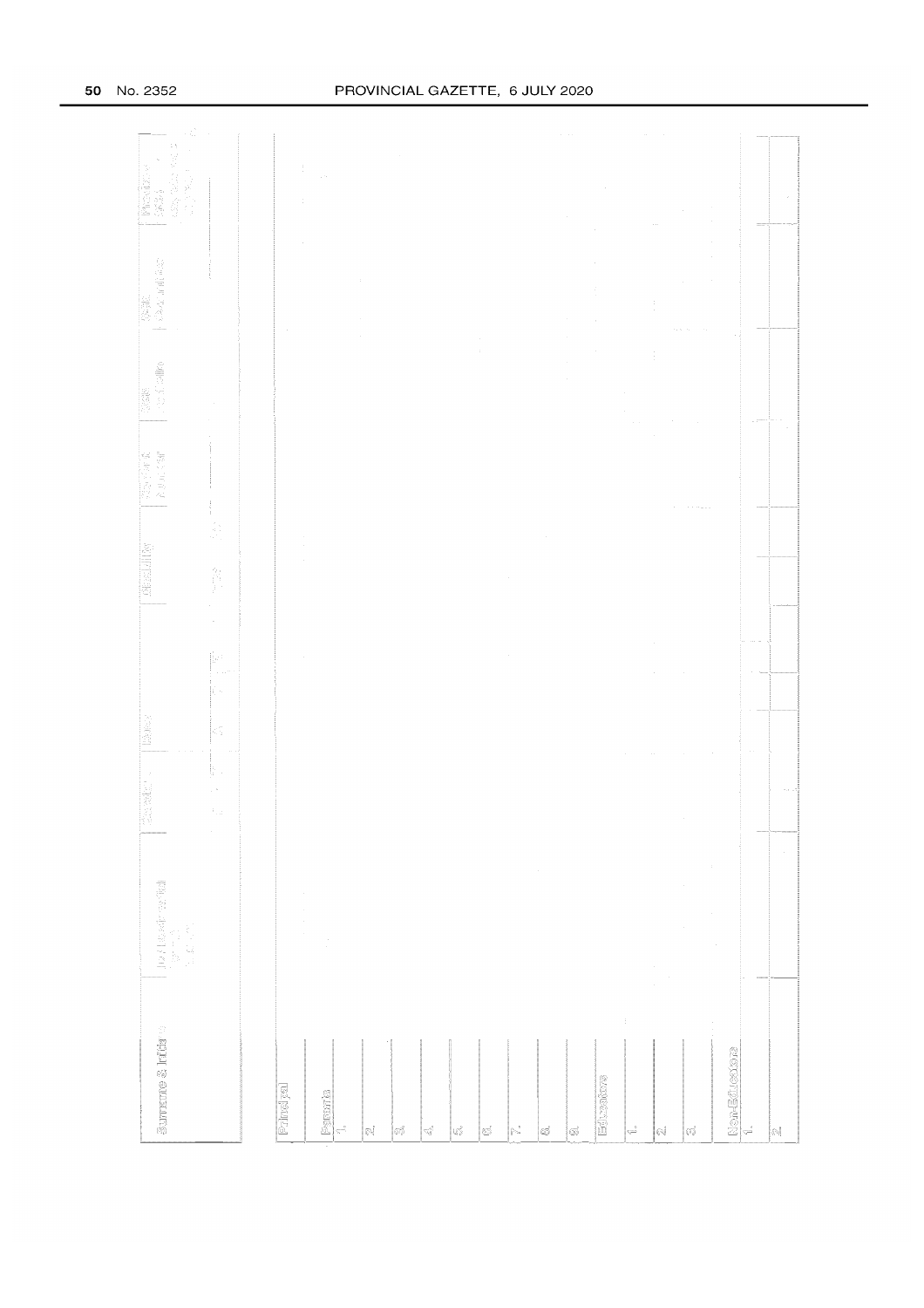| Surname & Initials | ID Number/Persal | Gender | Race | Disability | Position & Number | Cell Number | Email Address | Physical address |
|---|---|---|---|---|---|---|---|---|
| **Principal** | | | | | | | | |
| **Parents** | | | | | | | | |
| 1. | | | | | | | | |
| 2. | | | | | | | | |
| 3. | | | | | | | | |
| 4. | | | | | | | | |
| 5. | | | | | | | | |
| 6. | | | | | | | | |
| 7. | | | | | | | | |
| 8. | | | | | | | | |
| 9. | | | | | | | | |
| **Educators** | | | | | | | | |
| 1. | | | | | | | | |
| 2. | | | | | | | | |
| 3. | | | | | | | | |
| **Non-Educators** | | | | | | | | |
| 1. | | | | | | | | |
| 2. | | | | | | | | |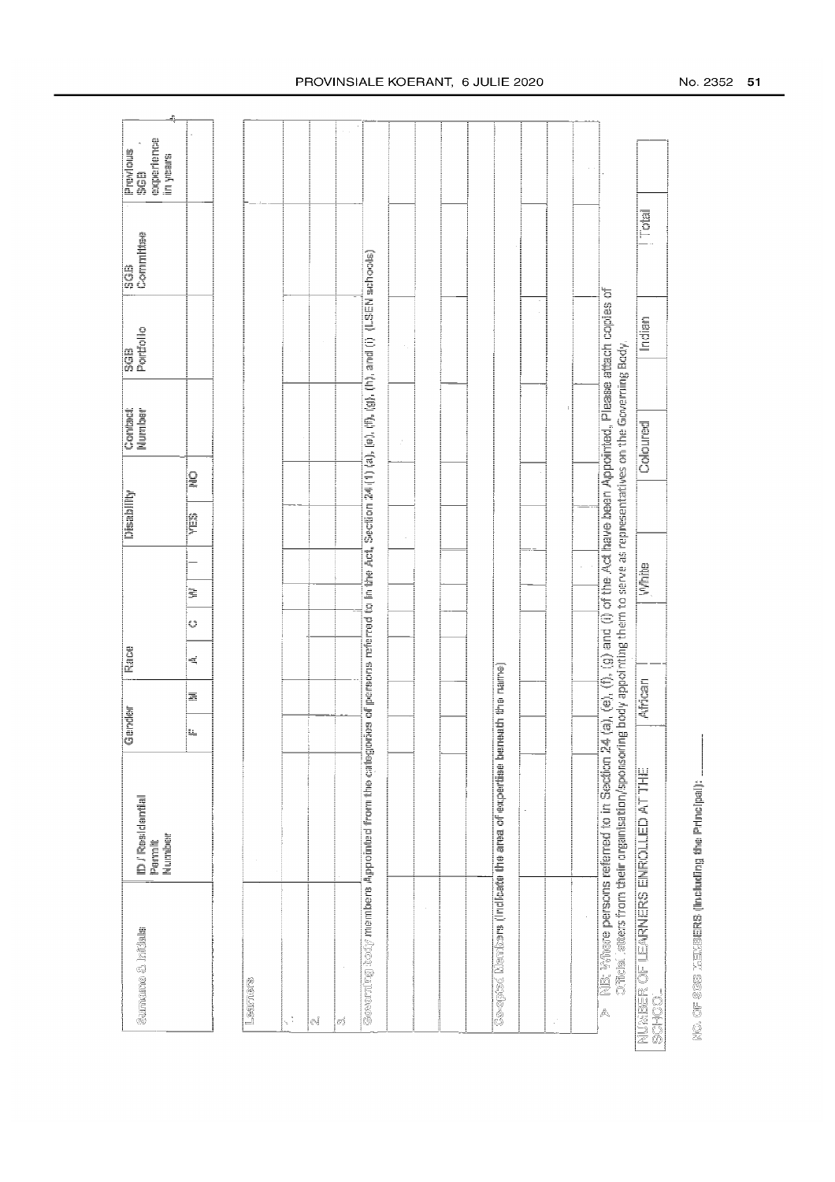| Surname & Initials | ID / Residential Permit Number | Gender | | Race | | | | Disability | | Contact Number | SGB Portfolio | SGB Committee | Previous SGB experience in years |
|---|---|---|---|---|---|---|---|---|---|---|---|---|---|
| | | F | M | A | C | W | I | YES | NO | | | | |
| Learners | | | | | | | | | | | | | |
| 1. | | | | | | | | | | | | | |
| 2. | | | | | | | | | | | | | |
| 3. | | | | | | | | | | | | | |
| Governing body members Appointed from the categories of persons referred to in the Act, Section 24 (1) (a), (e), (f), (g), (h), and (i) (LSEN schools) | | | | | | | | | | | | | |
| | | | | | | | | | | | | | |
| | | | | | | | | | | | | | |
| | | | | | | | | | | | | | |
| | | | | | | | | | | | | | |
| Co-opted Members (Indicate the area of expertise beneath the name) | | | | | | | | | | | | | |
| | | | | | | | | | | | | | |
| | | | | | | | | | | | | | |
| | | | | | | | | | | | | | |
| | | | | | | | | | | | | | |

> NB: Where persons referred to in Section 24 (a), (e), (f), (g) and (i) of the Act have been Appointed, Please attach copies of Official letters from their organisation/sponsoring body appointing them to serve as representatives on the Governing Body.

| NUMBER OF LEARNERS ENROLLED AT THE SCHOOL | African | | White | | Coloured | | Indian | | Total | |
|---|---|---|---|---|---|---|---|---|---|---|

NO. OF SGB MEMBERS (Including the Principal): ________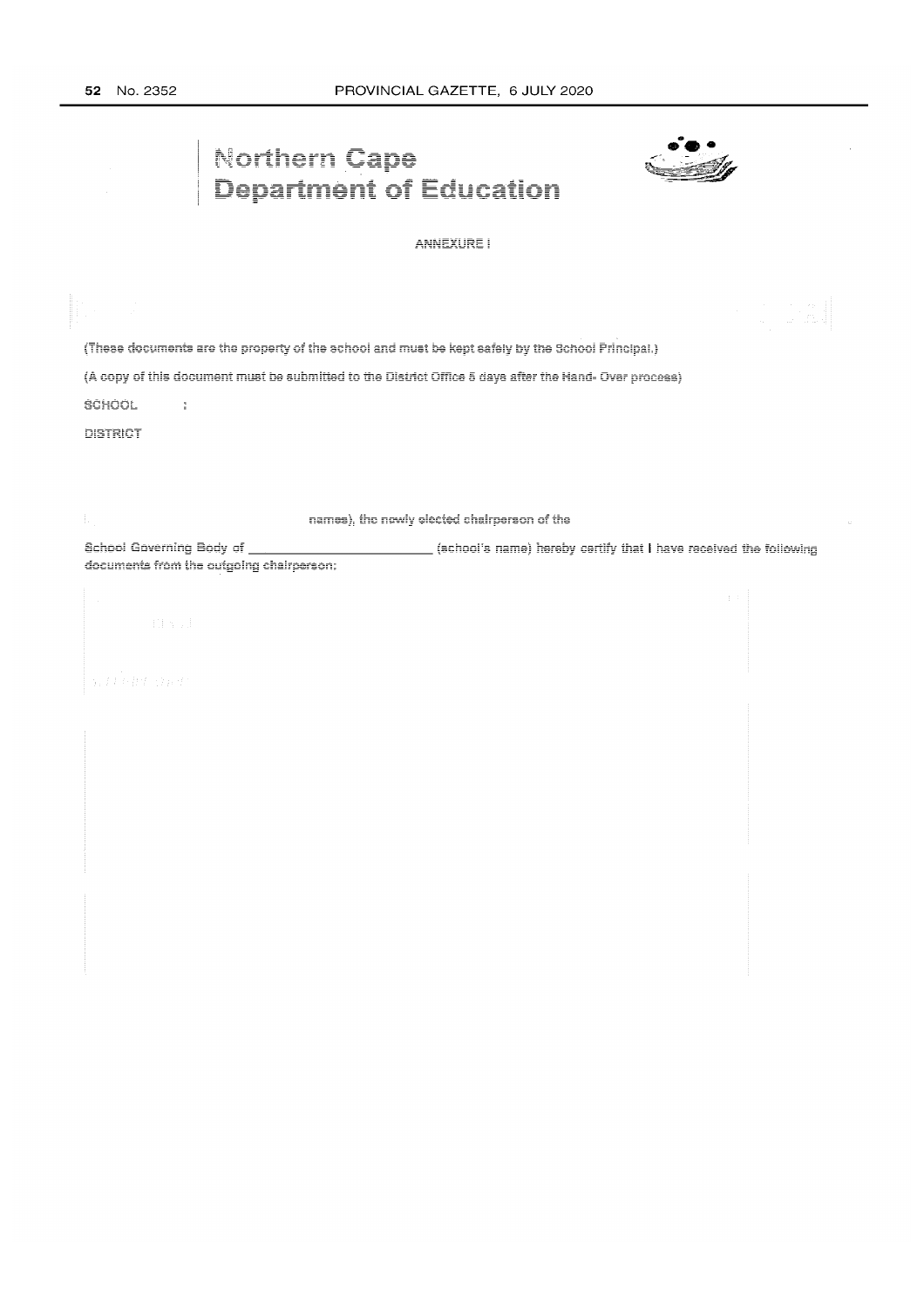# Northern Cape Department of Education

ANNEXURE I

(These documents are the property of the school and must be kept safely by the School Principal.)

(A copy of this document must be submitted to the District Office 5 days after the Hand- Over process)

SCHOOL :

DISTRICT

names), the newly elected chairperson of the

School Governing Body of _________________________ (school's name) hereby certify that I have received the following documents from the outgoing chairperson: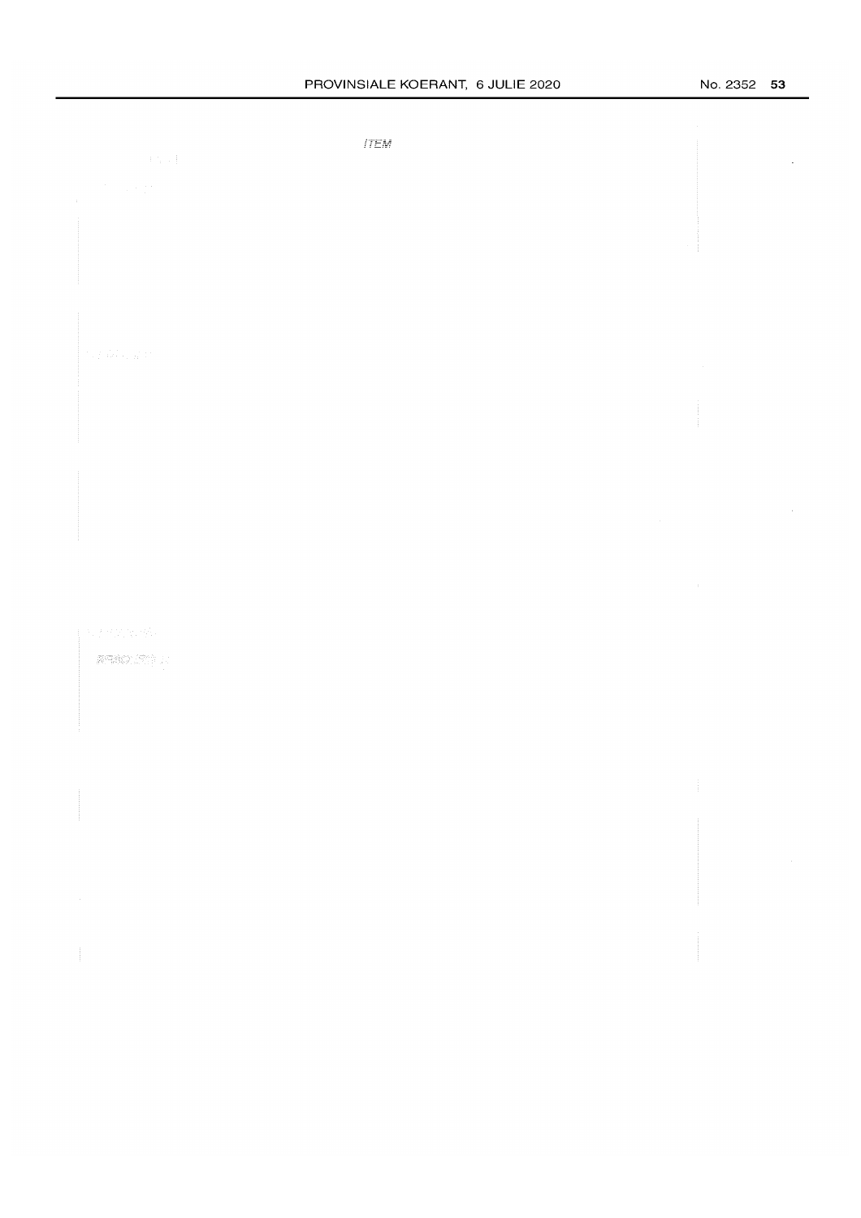*ITEM*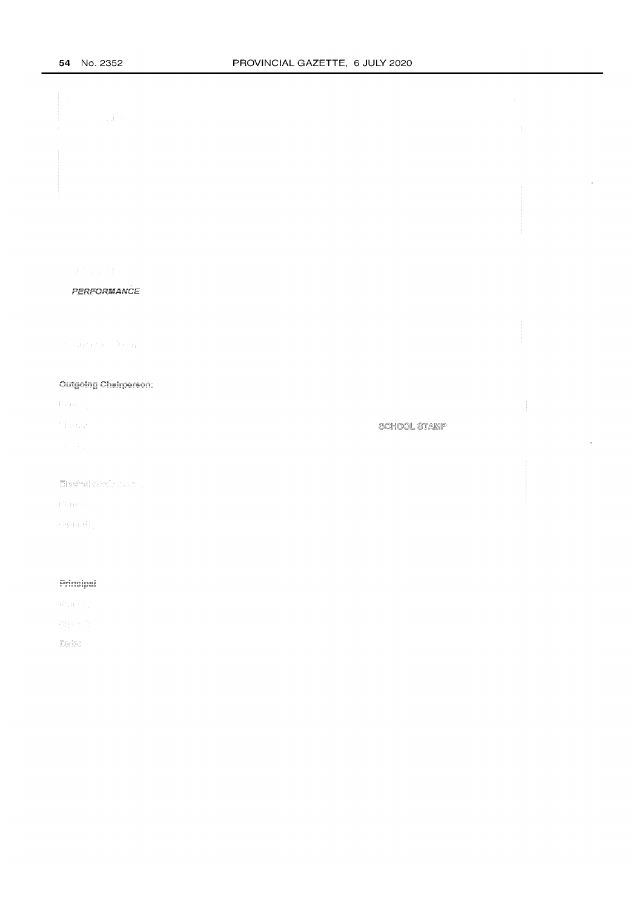*PERFORMANCE*

**Outgoing Chairperson:**

SCHOOL STAMP

**Principal**

Date: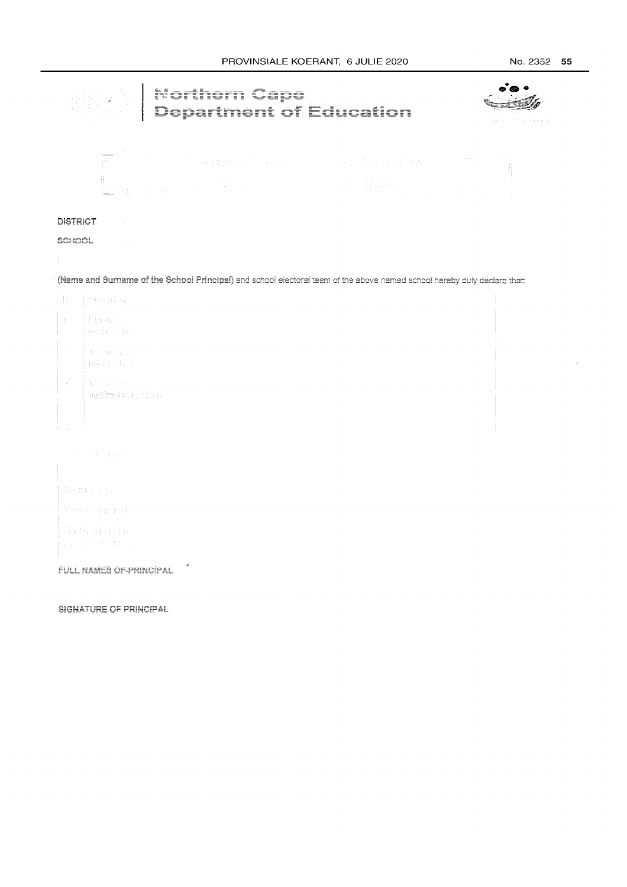# Northern Cape Department of Education

DISTRICT :

SCHOOL :

I,

(Name and Surname of the School Principal) and school electoral team of the above named school hereby duly declare that:

FULL NAMES OF PRINCIPAL

SIGNATURE OF PRINCIPAL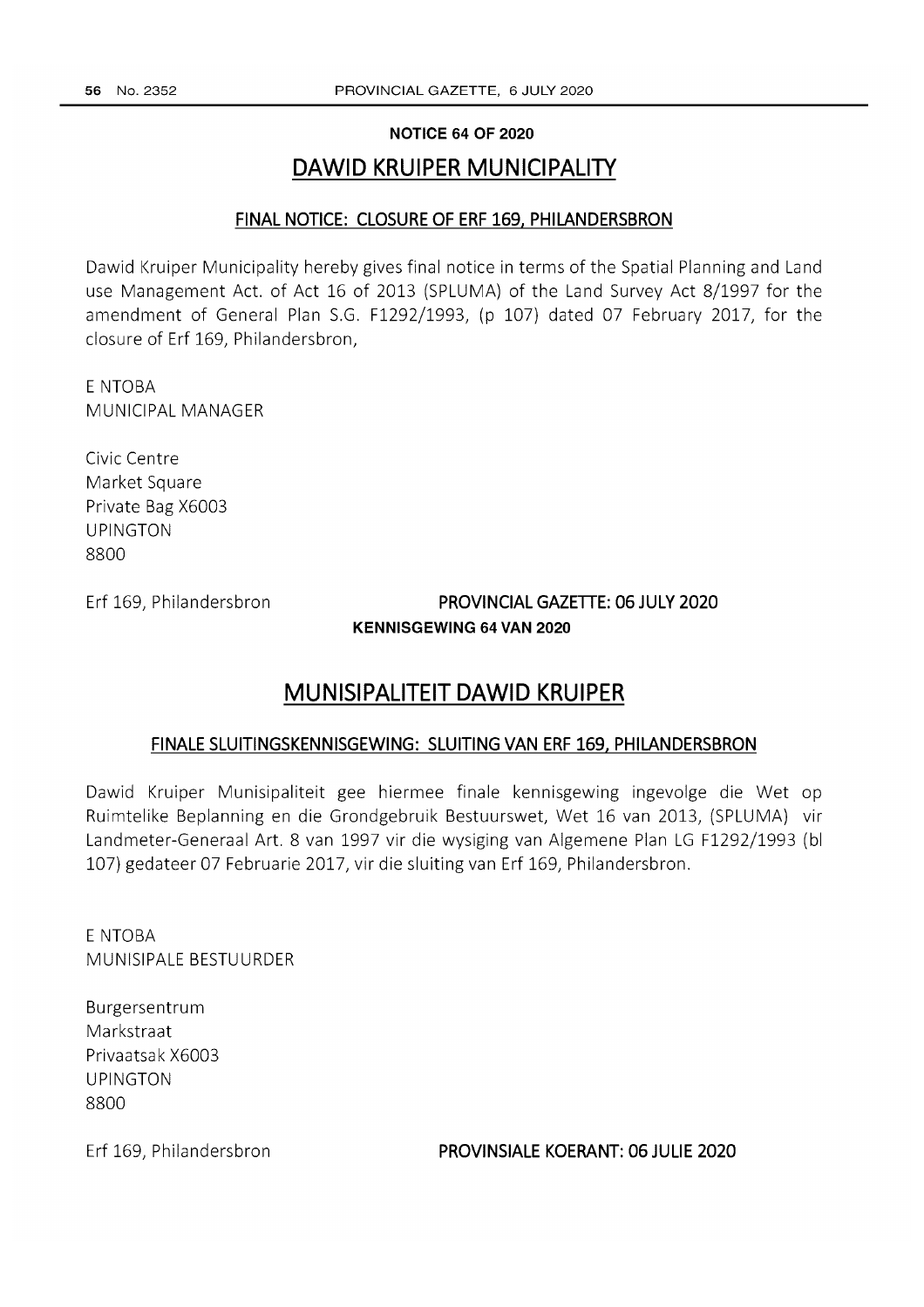**NOTICE 64 OF 2020**

# DAWID KRUIPER MUNICIPALITY

## FINAL NOTICE: CLOSURE OF ERF 169, PHILANDERSBRON

Dawid Kruiper Municipality hereby gives final notice in terms of the Spatial Planning and Land use Management Act. of Act 16 of 2013 (SPLUMA) of the Land Survey Act 8/1997 for the amendment of General Plan S.G. F1292/1993, (p 107) dated 07 February 2017, for the closure of Erf 169, Philandersbron,

E NTOBA
MUNICIPAL MANAGER

Civic Centre
Market Square
Private Bag X6003
UPINGTON
8800

Erf 169, Philandersbron **PROVINCIAL GAZETTE: 06 JULY 2020**

**KENNISGEWING 64 VAN 2020**

# MUNISIPALITEIT DAWID KRUIPER

## FINALE SLUITINGSKENNISGEWING: SLUITING VAN ERF 169, PHILANDERSBRON

Dawid Kruiper Munisipaliteit gee hiermee finale kennisgewing ingevolge die Wet op Ruimtelike Beplanning en die Grondgebruik Bestuurswet, Wet 16 van 2013, (SPLUMA) vir Landmeter-Generaal Art. 8 van 1997 vir die wysiging van Algemene Plan LG F1292/1993 (bl 107) gedateer 07 Februarie 2017, vir die sluiting van Erf 169, Philandersbron.

E NTOBA
MUNISIPALE BESTUURDER

Burgersentrum
Markstraat
Privaatsak X6003
UPINGTON
8800

Erf 169, Philandersbron **PROVINSIALE KOERANT: 06 JULIE 2020**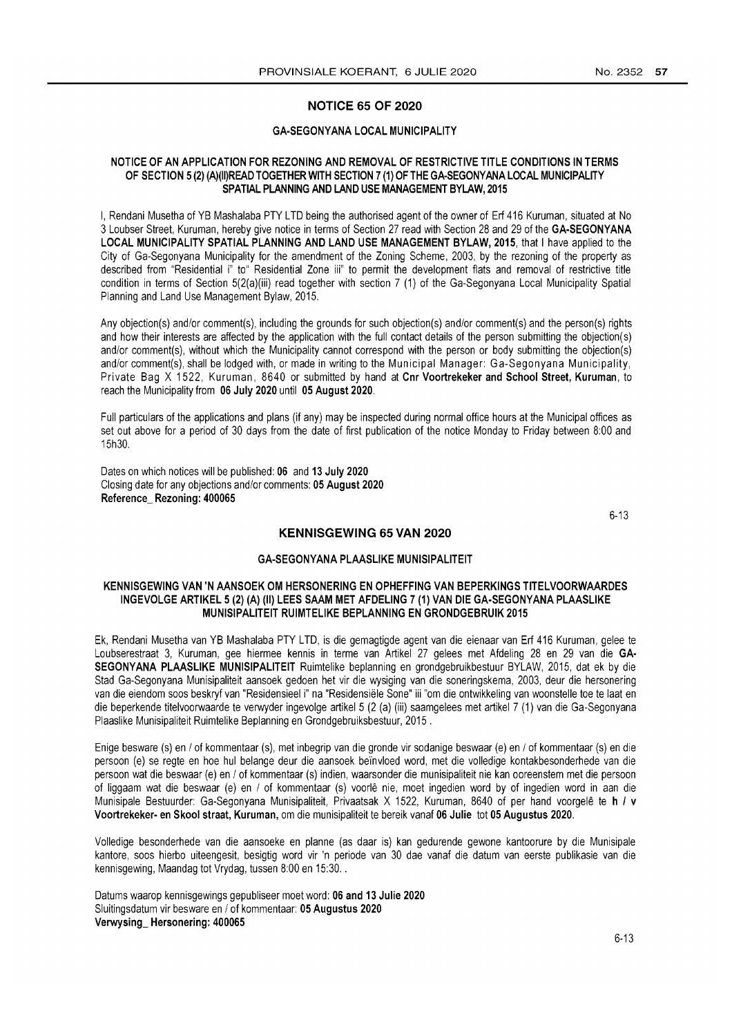## NOTICE 65 OF 2020

### GA-SEGONYANA LOCAL MUNICIPALITY

### NOTICE OF AN APPLICATION FOR REZONING AND REMOVAL OF RESTRICTIVE TITLE CONDITIONS IN TERMS OF SECTION 5 (2) (A)(II)READ TOGETHER WITH SECTION 7 (1) OF THE GA-SEGONYANA LOCAL MUNICIPALITY SPATIAL PLANNING AND LAND USE MANAGEMENT BYLAW, 2015

I, Rendani Musetha of YB Mashalaba PTY LTD being the authorised agent of the owner of Erf 416 Kuruman, situated at No 3 Loubser Street, Kuruman, hereby give notice in terms of Section 27 read with Section 28 and 29 of the **GA-SEGONYANA LOCAL MUNICIPALITY SPATIAL PLANNING AND LAND USE MANAGEMENT BYLAW, 2015**, that I have applied to the City of Ga-Segonyana Municipality for the amendment of the Zoning Scheme, 2003, by the rezoning of the property as described from "Residential i" to" Residential Zone iii" to permit the development flats and removal of restrictive title condition in terms of Section 5(2(a)(iii) read together with section 7 (1) of the Ga-Segonyana Local Municipality Spatial Planning and Land Use Management Bylaw, 2015.

Any objection(s) and/or comment(s), including the grounds for such objection(s) and/or comment(s) and the person(s) rights and how their interests are affected by the application with the full contact details of the person submitting the objection(s) and/or comment(s), without which the Municipality cannot correspond with the person or body submitting the objection(s) and/or comment(s), shall be lodged with, or made in writing to the Municipal Manager: Ga-Segonyana Municipality, Private Bag X 1522, Kuruman, 8640 or submitted by hand at **Cnr Voortrekeker and School Street, Kuruman**, to reach the Municipality from **06 July 2020** until **05 August 2020**.

Full particulars of the applications and plans (if any) may be inspected during normal office hours at the Municipal offices as set out above for a period of 30 days from the date of first publication of the notice Monday to Friday between 8:00 and 15h30.

Dates on which notices will be published: **06** and **13 July 2020**
Closing date for any objections and/or comments: **05 August 2020**
**Reference_ Rezoning: 400065**

6-13

## KENNISGEWING 65 VAN 2020

### GA-SEGONYANA PLAASLIKE MUNISIPALITEIT

### KENNISGEWING VAN 'N AANSOEK OM HERSONERING EN OPHEFFING VAN BEPERKINGS TITELVOORWAARDES INGEVOLGE ARTIKEL 5 (2) (A) (II) LEES SAAM MET AFDELING 7 (1) VAN DIE GA-SEGONYANA PLAASLIKE MUNISIPALITEIT RUIMTELIKE BEPLANNING EN GRONDGEBRUIK 2015

Ek, Rendani Musetha van YB Mashalaba PTY LTD, is die gemagtigde agent van die eienaar van Erf 416 Kuruman, gelee te Loubserestraat 3, Kuruman, gee hiermee kennis in terme van Artikel 27 gelees met Afdeling 28 en 29 van die **GA-SEGONYANA PLAASLIKE MUNISIPALITEIT** Ruimtelike beplanning en grondgebruikbestuur BYLAW, 2015, dat ek by die Stad Ga-Segonyana Munisipaliteit aansoek gedoen het vir die wysiging van die soneringskema, 2003, deur die hersonering van die eiendom soos beskryf van "Residensieel i" na "Residensiële Sone" iii "om die ontwikkeling van woonstelle toe te laat en die beperkende titelvoorwaarde te verwyder ingevolge artikel 5 (2 (a) (iii) saamgelees met artikel 7 (1) van die Ga-Segonyana Plaaslike Munisipaliteit Ruimtelike Beplanning en Grondgebruiksbestuur, 2015 .

Enige besware (s) en / of kommentaar (s), met inbegrip van die gronde vir sodanige beswaar (e) en / of kommentaar (s) en die persoon (e) se regte en hoe hul belange deur die aansoek beïnvloed word, met die volledige kontakbesonderhede van die persoon wat die beswaar (e) en / of kommentaar (s) indien, waarsonder die munisipaliteit nie kan ooreenstem met die persoon of liggaam wat die beswaar (e) en / of kommentaar (s) voorlê nie, moet ingedien word by of ingedien word in aan die Munisipale Bestuurder: Ga-Segonyana Munisipaliteit, Privaatsak X 1522, Kuruman, 8640 of per hand voorgelê te **h / v Voortrekeker- en Skool straat, Kuruman,** om die munisipaliteit te bereik vanaf **06 Julie** tot **05 Augustus 2020.**

Volledige besonderhede van die aansoeke en planne (as daar is) kan gedurende gewone kantoorure by die Munisipale kantore, soos hierbo uiteengesit, besigtig word vir 'n periode van 30 dae vanaf die datum van eerste publikasie van die kennisgewing, Maandag tot Vrydag, tussen 8:00 en 15:30. .

Datums waarop kennisgewings gepubliseer moet word: **06 and 13 Julie 2020**
Sluitingsdatum vir besware en / of kommentaar: **05 Augustus 2020**
**Verwysing_ Hersonering: 400065**

6-13